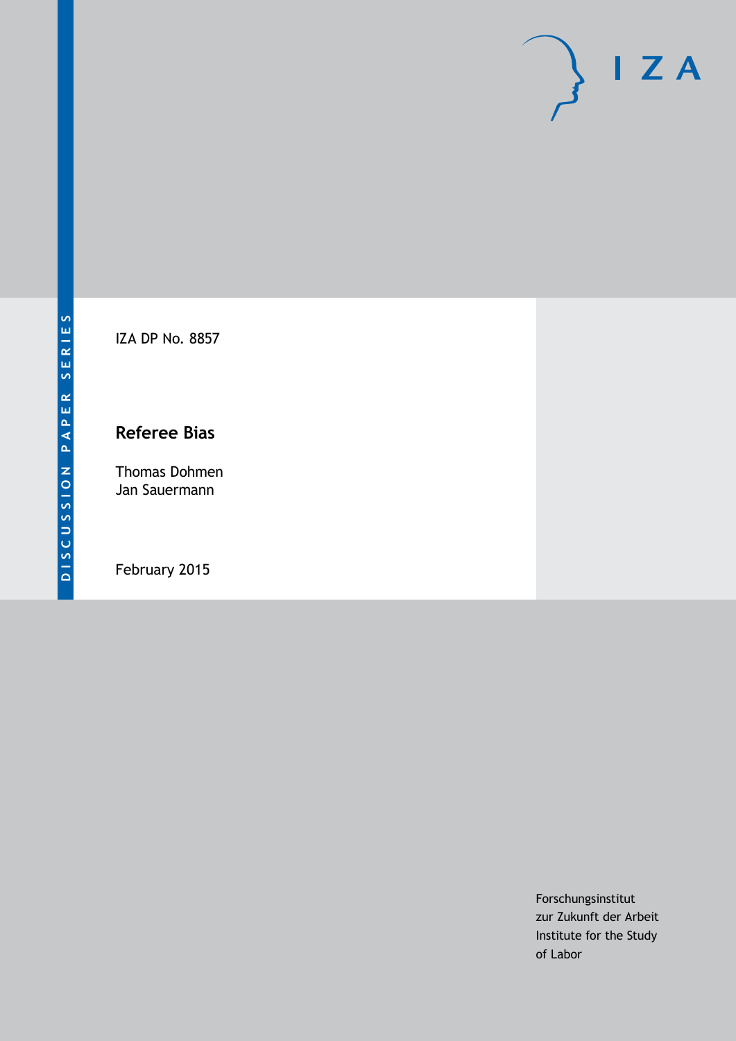DISCUSSION PAPER SERIES

IZA

IZA DP No. 8857

# Referee Bias

Thomas Dohmen
Jan Sauermann

February 2015

Forschungsinstitut
zur Zukunft der Arbeit
Institute for the Study
of Labor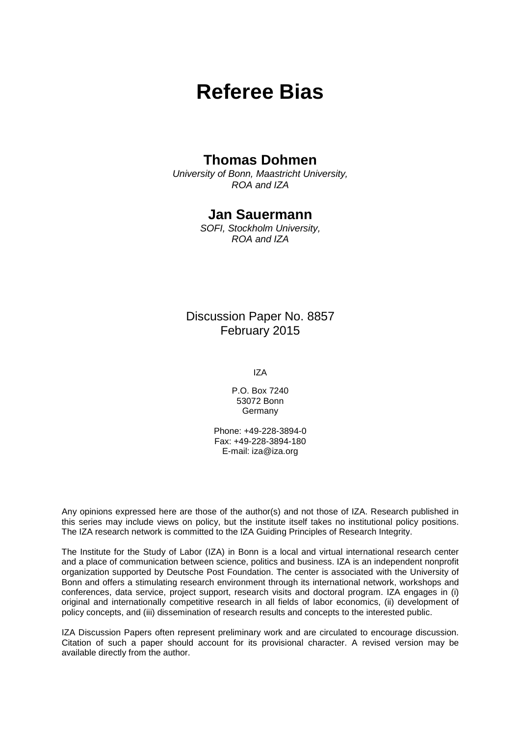# Referee Bias

## Thomas Dohmen

*University of Bonn, Maastricht University, ROA and IZA*

## Jan Sauermann

*SOFI, Stockholm University, ROA and IZA*

Discussion Paper No. 8857
February 2015

IZA

P.O. Box 7240
53072 Bonn
Germany

Phone: +49-228-3894-0
Fax: +49-228-3894-180
E-mail: iza@iza.org

Any opinions expressed here are those of the author(s) and not those of IZA. Research published in this series may include views on policy, but the institute itself takes no institutional policy positions. The IZA research network is committed to the IZA Guiding Principles of Research Integrity.

The Institute for the Study of Labor (IZA) in Bonn is a local and virtual international research center and a place of communication between science, politics and business. IZA is an independent nonprofit organization supported by Deutsche Post Foundation. The center is associated with the University of Bonn and offers a stimulating research environment through its international network, workshops and conferences, data service, project support, research visits and doctoral program. IZA engages in (i) original and internationally competitive research in all fields of labor economics, (ii) development of policy concepts, and (iii) dissemination of research results and concepts to the interested public.

IZA Discussion Papers often represent preliminary work and are circulated to encourage discussion. Citation of such a paper should account for its provisional character. A revised version may be available directly from the author.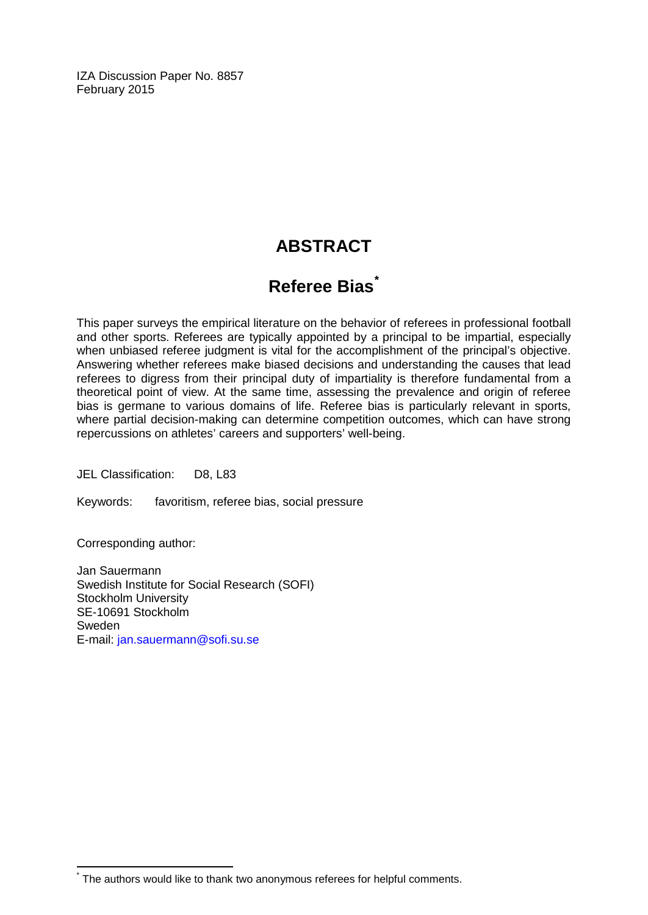IZA Discussion Paper No. 8857
February 2015

# ABSTRACT

## Referee Bias*

This paper surveys the empirical literature on the behavior of referees in professional football and other sports. Referees are typically appointed by a principal to be impartial, especially when unbiased referee judgment is vital for the accomplishment of the principal's objective. Answering whether referees make biased decisions and understanding the causes that lead referees to digress from their principal duty of impartiality is therefore fundamental from a theoretical point of view. At the same time, assessing the prevalence and origin of referee bias is germane to various domains of life. Referee bias is particularly relevant in sports, where partial decision-making can determine competition outcomes, which can have strong repercussions on athletes' careers and supporters' well-being.

JEL Classification: D8, L83

Keywords: favoritism, referee bias, social pressure

Corresponding author:

Jan Sauermann
Swedish Institute for Social Research (SOFI)
Stockholm University
SE-10691 Stockholm
Sweden
E-mail: jan.sauermann@sofi.su.se

---

* The authors would like to thank two anonymous referees for helpful comments.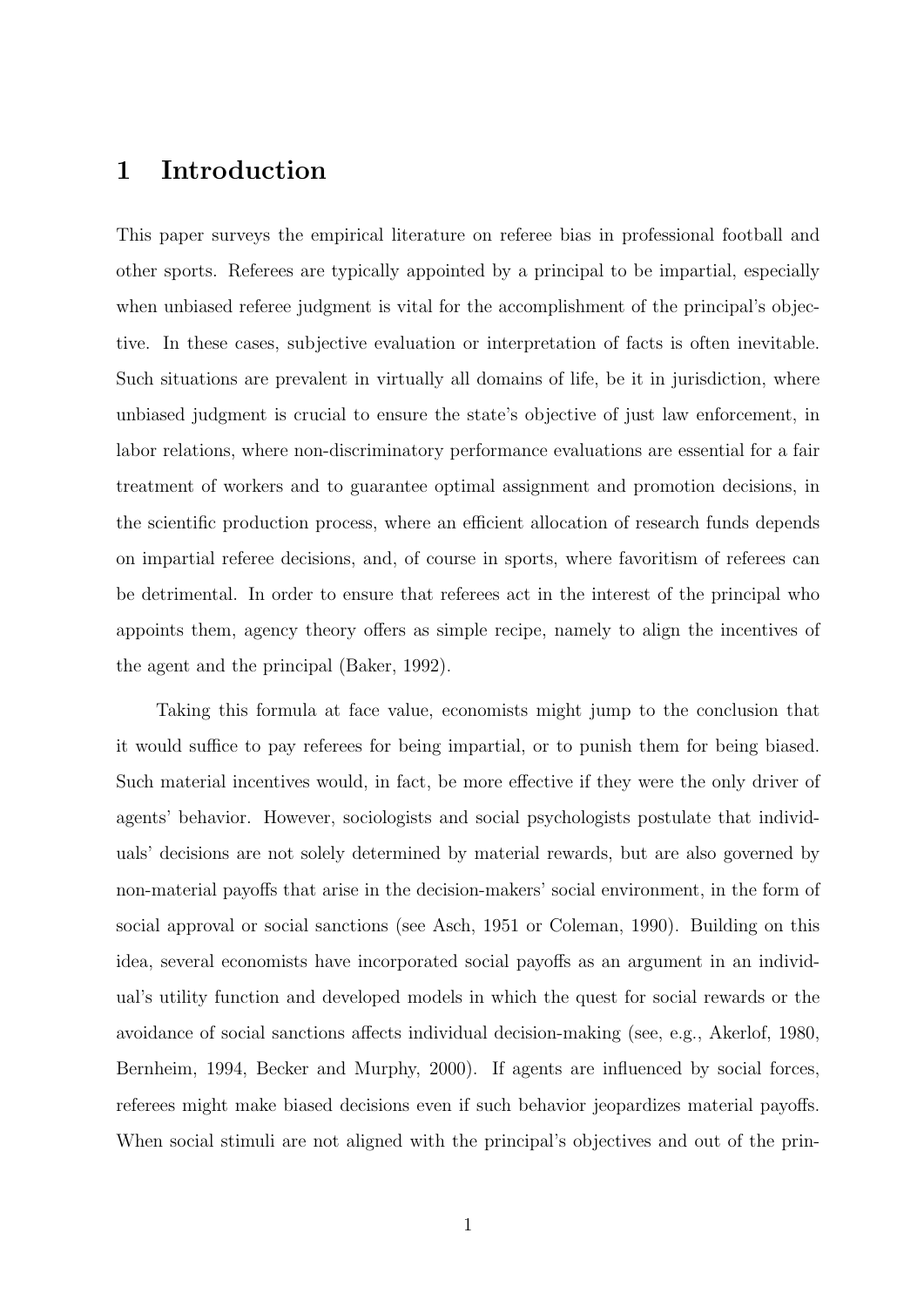# 1 Introduction

This paper surveys the empirical literature on referee bias in professional football and other sports. Referees are typically appointed by a principal to be impartial, especially when unbiased referee judgment is vital for the accomplishment of the principal's objective. In these cases, subjective evaluation or interpretation of facts is often inevitable. Such situations are prevalent in virtually all domains of life, be it in jurisdiction, where unbiased judgment is crucial to ensure the state's objective of just law enforcement, in labor relations, where non-discriminatory performance evaluations are essential for a fair treatment of workers and to guarantee optimal assignment and promotion decisions, in the scientific production process, where an efficient allocation of research funds depends on impartial referee decisions, and, of course in sports, where favoritism of referees can be detrimental. In order to ensure that referees act in the interest of the principal who appoints them, agency theory offers as simple recipe, namely to align the incentives of the agent and the principal (Baker, 1992).

Taking this formula at face value, economists might jump to the conclusion that it would suffice to pay referees for being impartial, or to punish them for being biased. Such material incentives would, in fact, be more effective if they were the only driver of agents' behavior. However, sociologists and social psychologists postulate that individuals' decisions are not solely determined by material rewards, but are also governed by non-material payoffs that arise in the decision-makers' social environment, in the form of social approval or social sanctions (see Asch, 1951 or Coleman, 1990). Building on this idea, several economists have incorporated social payoffs as an argument in an individual's utility function and developed models in which the quest for social rewards or the avoidance of social sanctions affects individual decision-making (see, e.g., Akerlof, 1980, Bernheim, 1994, Becker and Murphy, 2000). If agents are influenced by social forces, referees might make biased decisions even if such behavior jeopardizes material payoffs. When social stimuli are not aligned with the principal's objectives and out of the prin-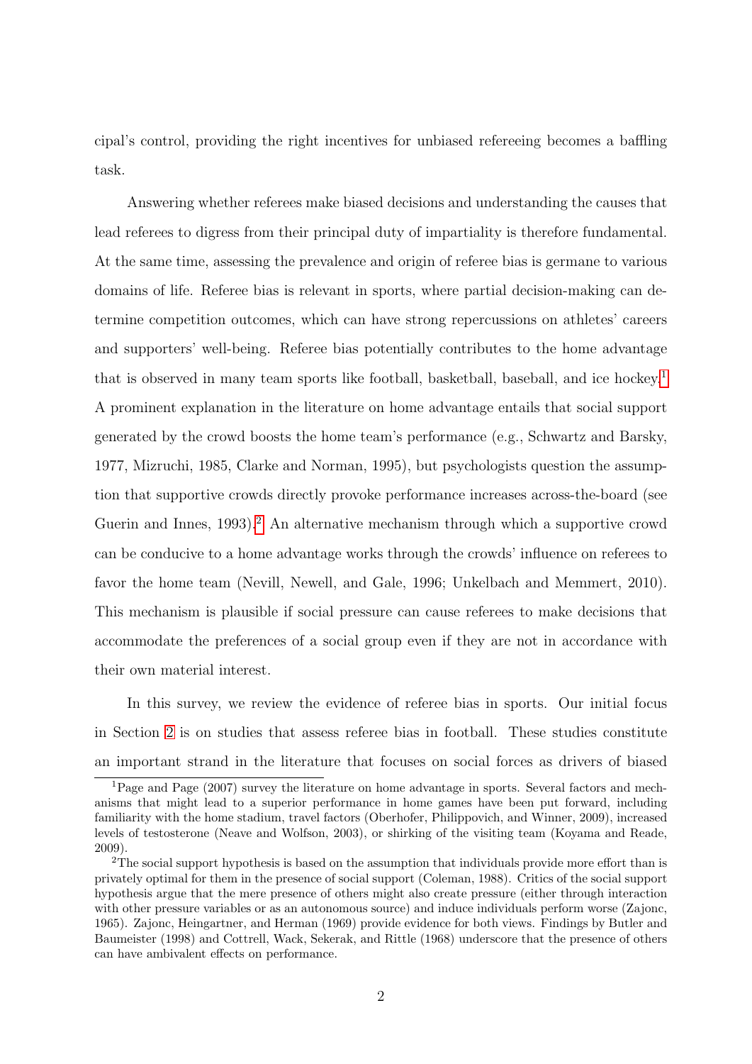cipal's control, providing the right incentives for unbiased refereeing becomes a baffling task.

Answering whether referees make biased decisions and understanding the causes that lead referees to digress from their principal duty of impartiality is therefore fundamental. At the same time, assessing the prevalence and origin of referee bias is germane to various domains of life. Referee bias is relevant in sports, where partial decision-making can determine competition outcomes, which can have strong repercussions on athletes' careers and supporters' well-being. Referee bias potentially contributes to the home advantage that is observed in many team sports like football, basketball, baseball, and ice hockey.[1] A prominent explanation in the literature on home advantage entails that social support generated by the crowd boosts the home team's performance (e.g., Schwartz and Barsky, 1977, Mizruchi, 1985, Clarke and Norman, 1995), but psychologists question the assumption that supportive crowds directly provoke performance increases across-the-board (see Guerin and Innes, 1993).[2] An alternative mechanism through which a supportive crowd can be conducive to a home advantage works through the crowds' influence on referees to favor the home team (Nevill, Newell, and Gale, 1996; Unkelbach and Memmert, 2010). This mechanism is plausible if social pressure can cause referees to make decisions that accommodate the preferences of a social group even if they are not in accordance with their own material interest.

In this survey, we review the evidence of referee bias in sports. Our initial focus in Section 2 is on studies that assess referee bias in football. These studies constitute an important strand in the literature that focuses on social forces as drivers of biased

[1] Page and Page (2007) survey the literature on home advantage in sports. Several factors and mechanisms that might lead to a superior performance in home games have been put forward, including familiarity with the home stadium, travel factors (Oberhofer, Philippovich, and Winner, 2009), increased levels of testosterone (Neave and Wolfson, 2003), or shirking of the visiting team (Koyama and Reade, 2009).

[2] The social support hypothesis is based on the assumption that individuals provide more effort than is privately optimal for them in the presence of social support (Coleman, 1988). Critics of the social support hypothesis argue that the mere presence of others might also create pressure (either through interaction with other pressure variables or as an autonomous source) and induce individuals perform worse (Zajonc, 1965). Zajonc, Heingartner, and Herman (1969) provide evidence for both views. Findings by Butler and Baumeister (1998) and Cottrell, Wack, Sekerak, and Rittle (1968) underscore that the presence of others can have ambivalent effects on performance.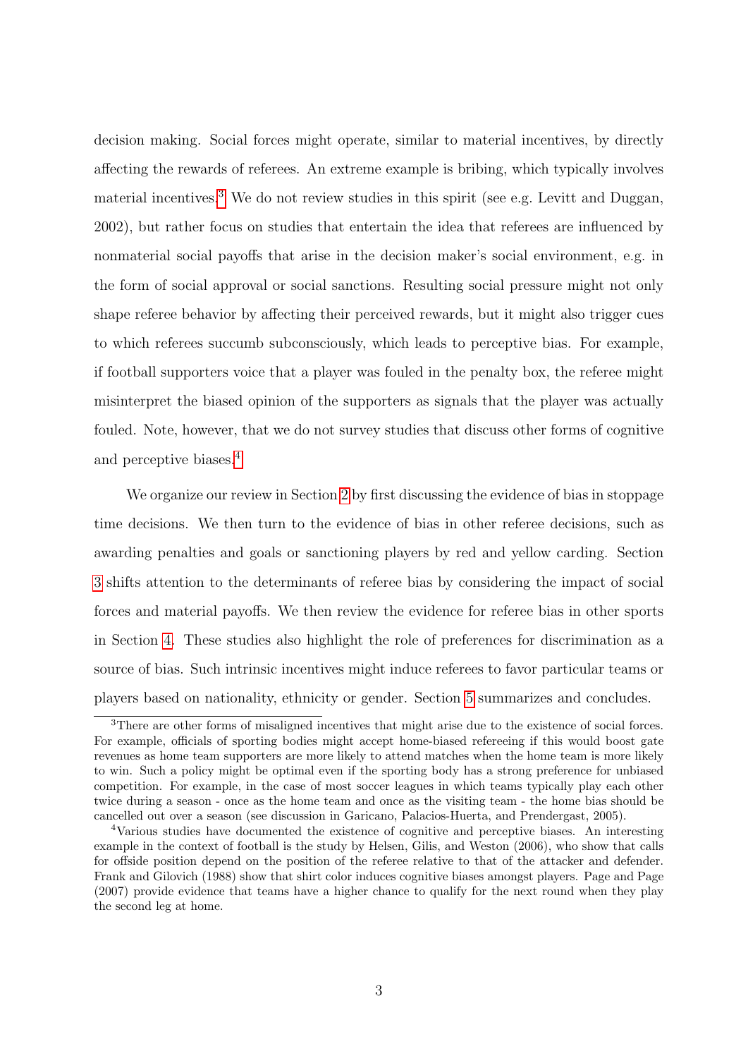decision making. Social forces might operate, similar to material incentives, by directly affecting the rewards of referees. An extreme example is bribing, which typically involves material incentives.[3] We do not review studies in this spirit (see e.g. Levitt and Duggan, 2002), but rather focus on studies that entertain the idea that referees are influenced by nonmaterial social payoffs that arise in the decision maker's social environment, e.g. in the form of social approval or social sanctions. Resulting social pressure might not only shape referee behavior by affecting their perceived rewards, but it might also trigger cues to which referees succumb subconsciously, which leads to perceptive bias. For example, if football supporters voice that a player was fouled in the penalty box, the referee might misinterpret the biased opinion of the supporters as signals that the player was actually fouled. Note, however, that we do not survey studies that discuss other forms of cognitive and perceptive biases.[4]

We organize our review in Section 2 by first discussing the evidence of bias in stoppage time decisions. We then turn to the evidence of bias in other referee decisions, such as awarding penalties and goals or sanctioning players by red and yellow carding. Section 3 shifts attention to the determinants of referee bias by considering the impact of social forces and material payoffs. We then review the evidence for referee bias in other sports in Section 4. These studies also highlight the role of preferences for discrimination as a source of bias. Such intrinsic incentives might induce referees to favor particular teams or players based on nationality, ethnicity or gender. Section 5 summarizes and concludes.

---

[3] There are other forms of misaligned incentives that might arise due to the existence of social forces. For example, officials of sporting bodies might accept home-biased refereeing if this would boost gate revenues as home team supporters are more likely to attend matches when the home team is more likely to win. Such a policy might be optimal even if the sporting body has a strong preference for unbiased competition. For example, in the case of most soccer leagues in which teams typically play each other twice during a season - once as the home team and once as the visiting team - the home bias should be cancelled out over a season (see discussion in Garicano, Palacios-Huerta, and Prendergast, 2005).

[4] Various studies have documented the existence of cognitive and perceptive biases. An interesting example in the context of football is the study by Helsen, Gilis, and Weston (2006), who show that calls for offside position depend on the position of the referee relative to that of the attacker and defender. Frank and Gilovich (1988) show that shirt color induces cognitive biases amongst players. Page and Page (2007) provide evidence that teams have a higher chance to qualify for the next round when they play the second leg at home.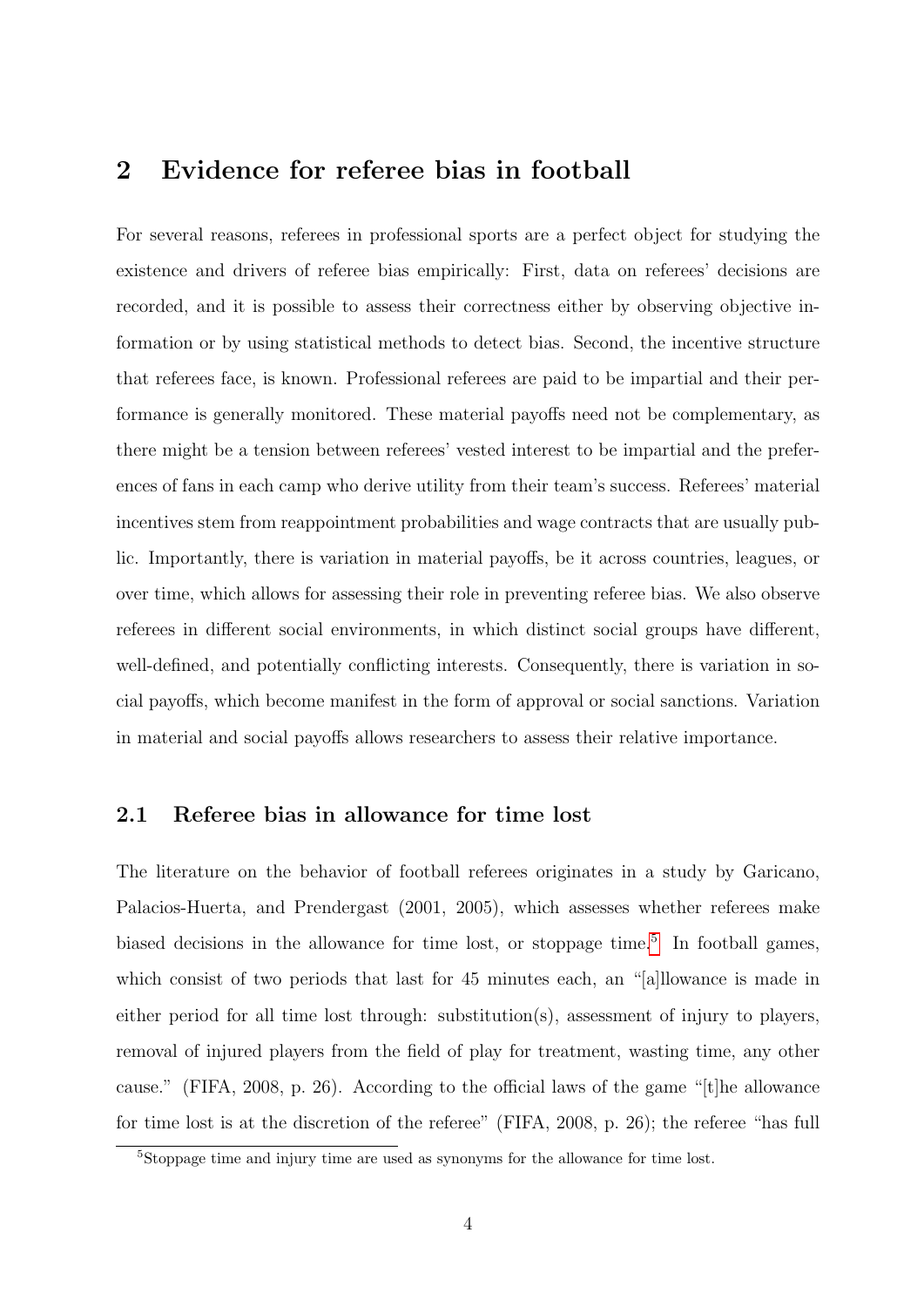## 2 Evidence for referee bias in football

For several reasons, referees in professional sports are a perfect object for studying the existence and drivers of referee bias empirically: First, data on referees' decisions are recorded, and it is possible to assess their correctness either by observing objective information or by using statistical methods to detect bias. Second, the incentive structure that referees face, is known. Professional referees are paid to be impartial and their performance is generally monitored. These material payoffs need not be complementary, as there might be a tension between referees' vested interest to be impartial and the preferences of fans in each camp who derive utility from their team's success. Referees' material incentives stem from reappointment probabilities and wage contracts that are usually public. Importantly, there is variation in material payoffs, be it across countries, leagues, or over time, which allows for assessing their role in preventing referee bias. We also observe referees in different social environments, in which distinct social groups have different, well-defined, and potentially conflicting interests. Consequently, there is variation in social payoffs, which become manifest in the form of approval or social sanctions. Variation in material and social payoffs allows researchers to assess their relative importance.

### 2.1 Referee bias in allowance for time lost

The literature on the behavior of football referees originates in a study by Garicano, Palacios-Huerta, and Prendergast (2001, 2005), which assesses whether referees make biased decisions in the allowance for time lost, or stoppage time.[5] In football games, which consist of two periods that last for 45 minutes each, an "[a]llowance is made in either period for all time lost through: substitution(s), assessment of injury to players, removal of injured players from the field of play for treatment, wasting time, any other cause." (FIFA, 2008, p. 26). According to the official laws of the game "[t]he allowance for time lost is at the discretion of the referee" (FIFA, 2008, p. 26); the referee "has full

[5] Stoppage time and injury time are used as synonyms for the allowance for time lost.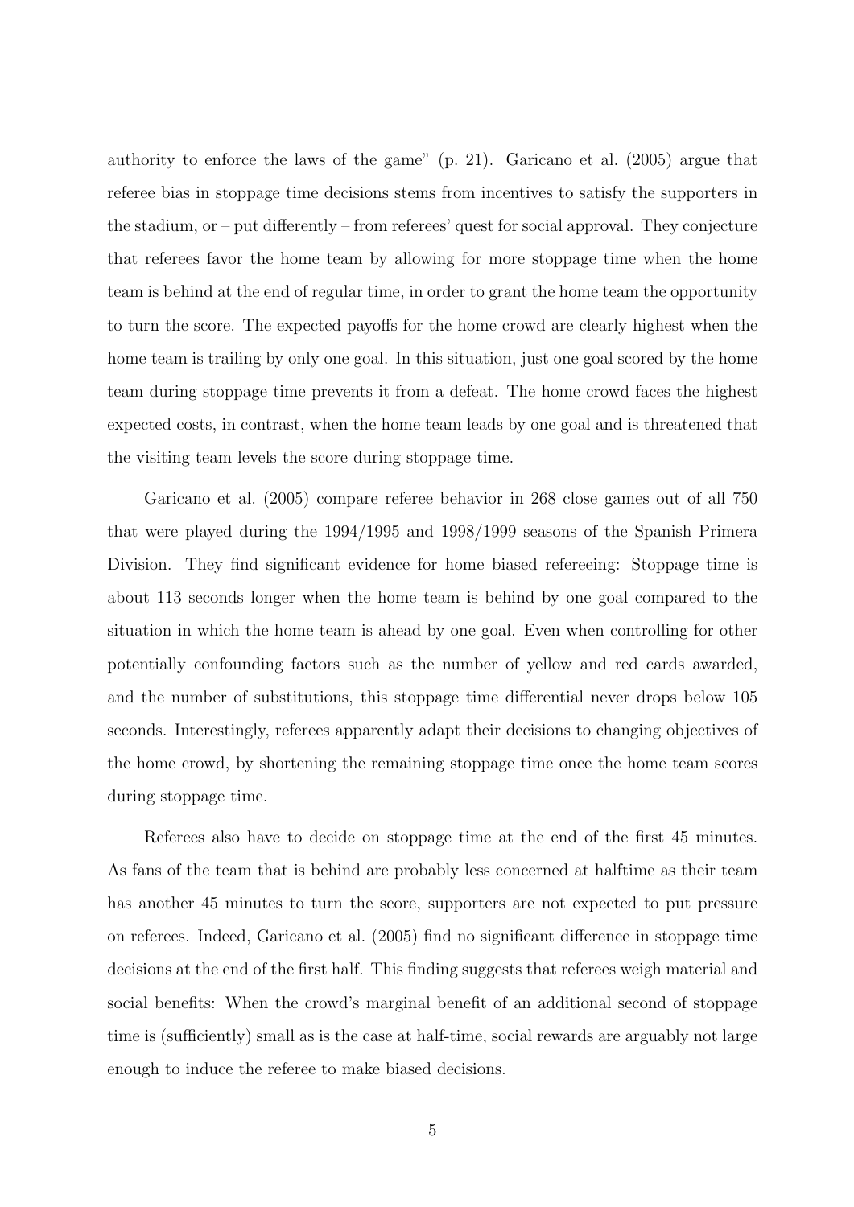authority to enforce the laws of the game" (p. 21). Garicano et al. (2005) argue that referee bias in stoppage time decisions stems from incentives to satisfy the supporters in the stadium, or – put differently – from referees' quest for social approval. They conjecture that referees favor the home team by allowing for more stoppage time when the home team is behind at the end of regular time, in order to grant the home team the opportunity to turn the score. The expected payoffs for the home crowd are clearly highest when the home team is trailing by only one goal. In this situation, just one goal scored by the home team during stoppage time prevents it from a defeat. The home crowd faces the highest expected costs, in contrast, when the home team leads by one goal and is threatened that the visiting team levels the score during stoppage time.

Garicano et al. (2005) compare referee behavior in 268 close games out of all 750 that were played during the 1994/1995 and 1998/1999 seasons of the Spanish Primera Division. They find significant evidence for home biased refereeing: Stoppage time is about 113 seconds longer when the home team is behind by one goal compared to the situation in which the home team is ahead by one goal. Even when controlling for other potentially confounding factors such as the number of yellow and red cards awarded, and the number of substitutions, this stoppage time differential never drops below 105 seconds. Interestingly, referees apparently adapt their decisions to changing objectives of the home crowd, by shortening the remaining stoppage time once the home team scores during stoppage time.

Referees also have to decide on stoppage time at the end of the first 45 minutes. As fans of the team that is behind are probably less concerned at halftime as their team has another 45 minutes to turn the score, supporters are not expected to put pressure on referees. Indeed, Garicano et al. (2005) find no significant difference in stoppage time decisions at the end of the first half. This finding suggests that referees weigh material and social benefits: When the crowd's marginal benefit of an additional second of stoppage time is (sufficiently) small as is the case at half-time, social rewards are arguably not large enough to induce the referee to make biased decisions.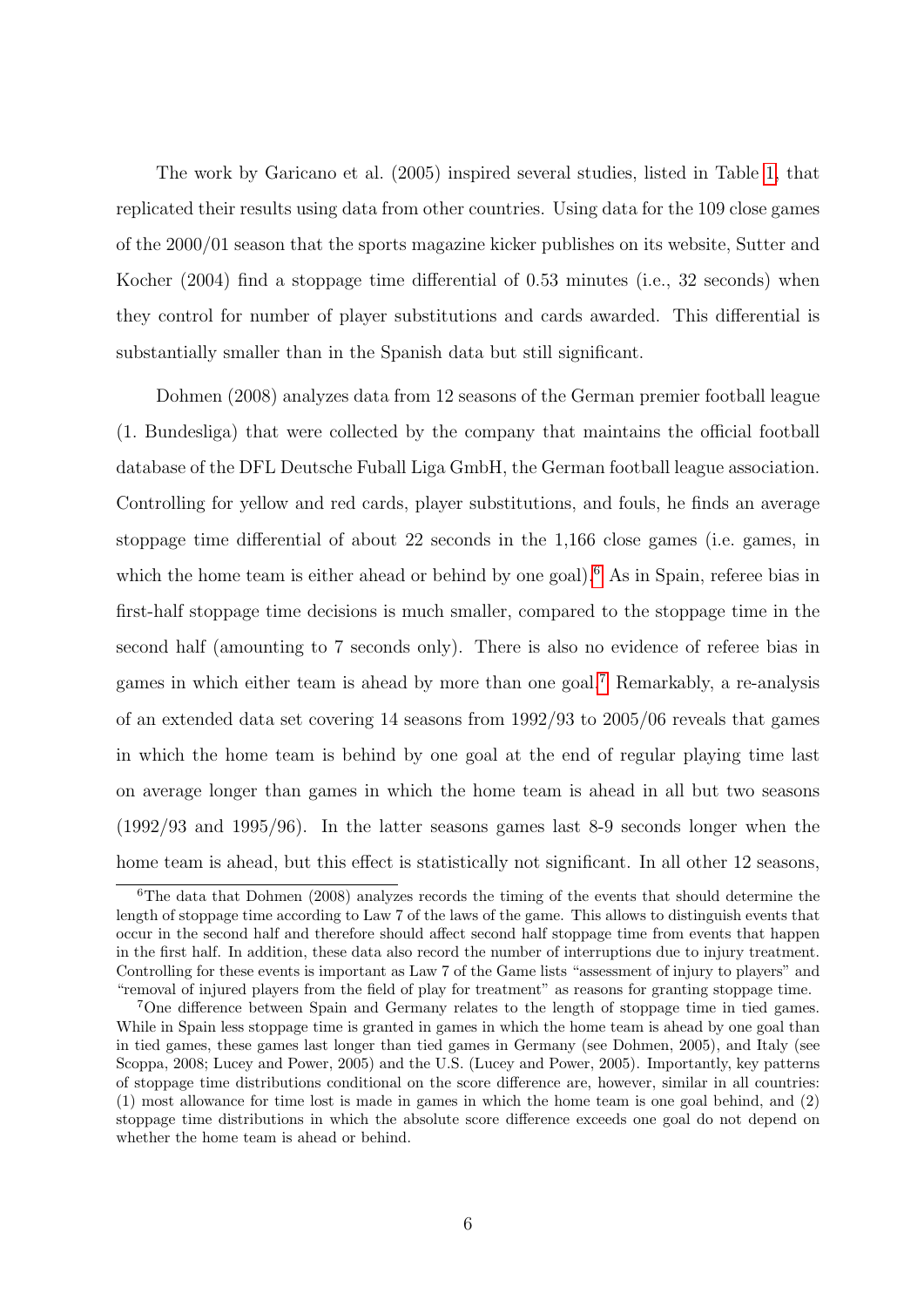The work by Garicano et al. (2005) inspired several studies, listed in Table 1, that replicated their results using data from other countries. Using data for the 109 close games of the 2000/01 season that the sports magazine kicker publishes on its website, Sutter and Kocher (2004) find a stoppage time differential of 0.53 minutes (i.e., 32 seconds) when they control for number of player substitutions and cards awarded. This differential is substantially smaller than in the Spanish data but still significant.

Dohmen (2008) analyzes data from 12 seasons of the German premier football league (1. Bundesliga) that were collected by the company that maintains the official football database of the DFL Deutsche Fuball Liga GmbH, the German football league association. Controlling for yellow and red cards, player substitutions, and fouls, he finds an average stoppage time differential of about 22 seconds in the 1,166 close games (i.e. games, in which the home team is either ahead or behind by one goal).[6] As in Spain, referee bias in first-half stoppage time decisions is much smaller, compared to the stoppage time in the second half (amounting to 7 seconds only). There is also no evidence of referee bias in games in which either team is ahead by more than one goal.[7] Remarkably, a re-analysis of an extended data set covering 14 seasons from 1992/93 to 2005/06 reveals that games in which the home team is behind by one goal at the end of regular playing time last on average longer than games in which the home team is ahead in all but two seasons (1992/93 and 1995/96). In the latter seasons games last 8-9 seconds longer when the home team is ahead, but this effect is statistically not significant. In all other 12 seasons,

[6] The data that Dohmen (2008) analyzes records the timing of the events that should determine the length of stoppage time according to Law 7 of the laws of the game. This allows to distinguish events that occur in the second half and therefore should affect second half stoppage time from events that happen in the first half. In addition, these data also record the number of interruptions due to injury treatment. Controlling for these events is important as Law 7 of the Game lists "assessment of injury to players" and "removal of injured players from the field of play for treatment" as reasons for granting stoppage time.

[7] One difference between Spain and Germany relates to the length of stoppage time in tied games. While in Spain less stoppage time is granted in games in which the home team is ahead by one goal than in tied games, these games last longer than tied games in Germany (see Dohmen, 2005), and Italy (see Scoppa, 2008; Lucey and Power, 2005) and the U.S. (Lucey and Power, 2005). Importantly, key patterns of stoppage time distributions conditional on the score difference are, however, similar in all countries: (1) most allowance for time lost is made in games in which the home team is one goal behind, and (2) stoppage time distributions in which the absolute score difference exceeds one goal do not depend on whether the home team is ahead or behind.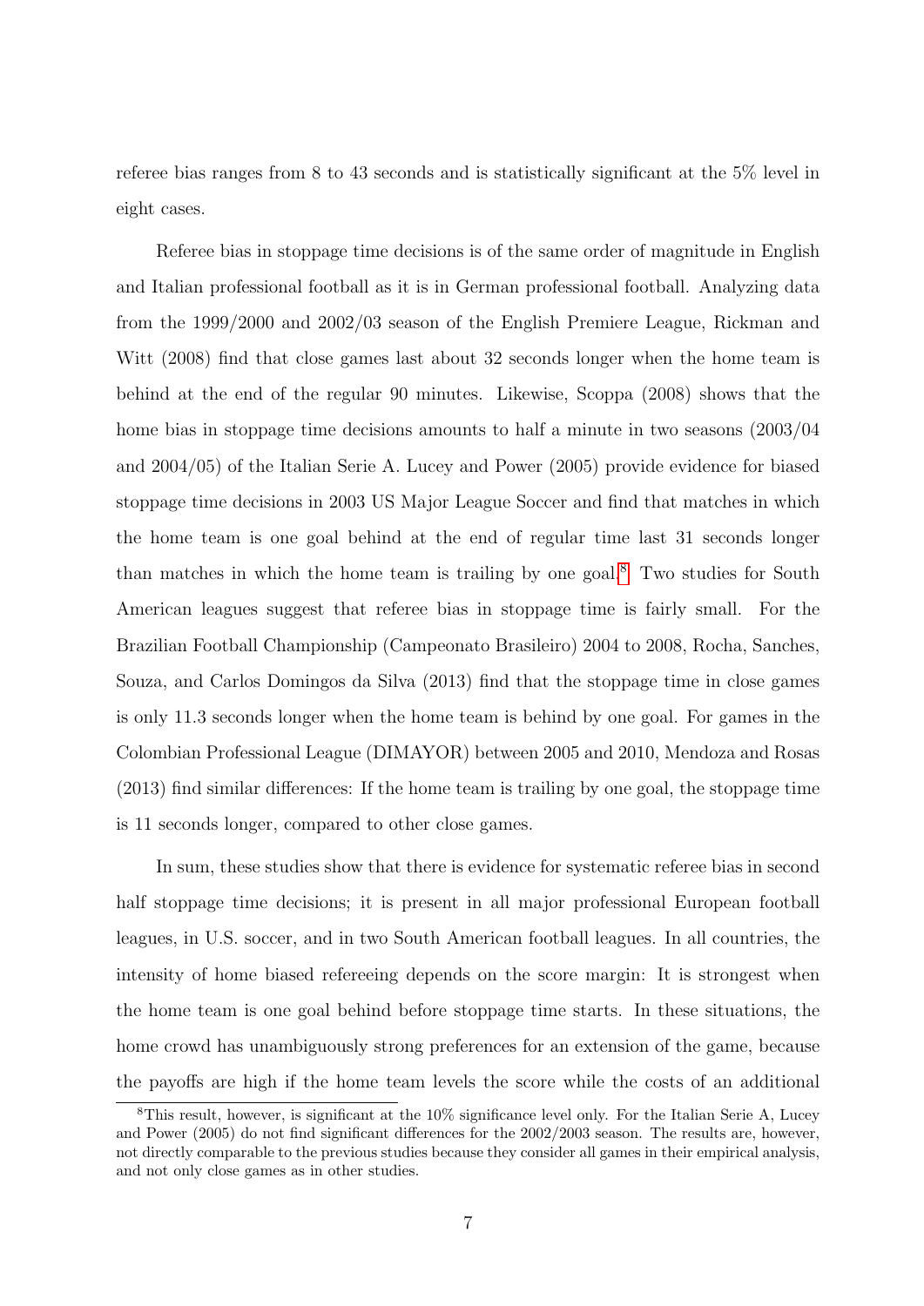referee bias ranges from 8 to 43 seconds and is statistically significant at the 5% level in eight cases.

Referee bias in stoppage time decisions is of the same order of magnitude in English and Italian professional football as it is in German professional football. Analyzing data from the 1999/2000 and 2002/03 season of the English Premiere League, Rickman and Witt (2008) find that close games last about 32 seconds longer when the home team is behind at the end of the regular 90 minutes. Likewise, Scoppa (2008) shows that the home bias in stoppage time decisions amounts to half a minute in two seasons (2003/04 and 2004/05) of the Italian Serie A. Lucey and Power (2005) provide evidence for biased stoppage time decisions in 2003 US Major League Soccer and find that matches in which the home team is one goal behind at the end of regular time last 31 seconds longer than matches in which the home team is trailing by one goal.[8] Two studies for South American leagues suggest that referee bias in stoppage time is fairly small. For the Brazilian Football Championship (Campeonato Brasileiro) 2004 to 2008, Rocha, Sanches, Souza, and Carlos Domingos da Silva (2013) find that the stoppage time in close games is only 11.3 seconds longer when the home team is behind by one goal. For games in the Colombian Professional League (DIMAYOR) between 2005 and 2010, Mendoza and Rosas (2013) find similar differences: If the home team is trailing by one goal, the stoppage time is 11 seconds longer, compared to other close games.

In sum, these studies show that there is evidence for systematic referee bias in second half stoppage time decisions; it is present in all major professional European football leagues, in U.S. soccer, and in two South American football leagues. In all countries, the intensity of home biased refereeing depends on the score margin: It is strongest when the home team is one goal behind before stoppage time starts. In these situations, the home crowd has unambiguously strong preferences for an extension of the game, because the payoffs are high if the home team levels the score while the costs of an additional

---

[8] This result, however, is significant at the 10% significance level only. For the Italian Serie A, Lucey and Power (2005) do not find significant differences for the 2002/2003 season. The results are, however, not directly comparable to the previous studies because they consider all games in their empirical analysis, and not only close games as in other studies.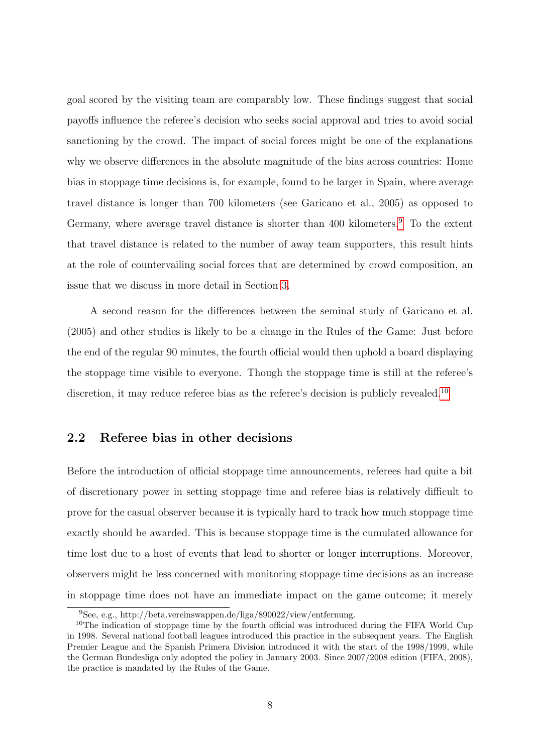goal scored by the visiting team are comparably low. These findings suggest that social payoffs influence the referee's decision who seeks social approval and tries to avoid social sanctioning by the crowd. The impact of social forces might be one of the explanations why we observe differences in the absolute magnitude of the bias across countries: Home bias in stoppage time decisions is, for example, found to be larger in Spain, where average travel distance is longer than 700 kilometers (see Garicano et al., 2005) as opposed to Germany, where average travel distance is shorter than 400 kilometers.[9] To the extent that travel distance is related to the number of away team supporters, this result hints at the role of countervailing social forces that are determined by crowd composition, an issue that we discuss in more detail in Section 3.

A second reason for the differences between the seminal study of Garicano et al. (2005) and other studies is likely to be a change in the Rules of the Game: Just before the end of the regular 90 minutes, the fourth official would then uphold a board displaying the stoppage time visible to everyone. Though the stoppage time is still at the referee's discretion, it may reduce referee bias as the referee's decision is publicly revealed.[10]

## 2.2 Referee bias in other decisions

Before the introduction of official stoppage time announcements, referees had quite a bit of discretionary power in setting stoppage time and referee bias is relatively difficult to prove for the casual observer because it is typically hard to track how much stoppage time exactly should be awarded. This is because stoppage time is the cumulated allowance for time lost due to a host of events that lead to shorter or longer interruptions. Moreover, observers might be less concerned with monitoring stoppage time decisions as an increase in stoppage time does not have an immediate impact on the game outcome; it merely

[9] See, e.g., http://beta.vereinswappen.de/liga/890022/view/entfernung.

[10] The indication of stoppage time by the fourth official was introduced during the FIFA World Cup in 1998. Several national football leagues introduced this practice in the subsequent years. The English Premier League and the Spanish Primera Division introduced it with the start of the 1998/1999, while the German Bundesliga only adopted the policy in January 2003. Since 2007/2008 edition (FIFA, 2008), the practice is mandated by the Rules of the Game.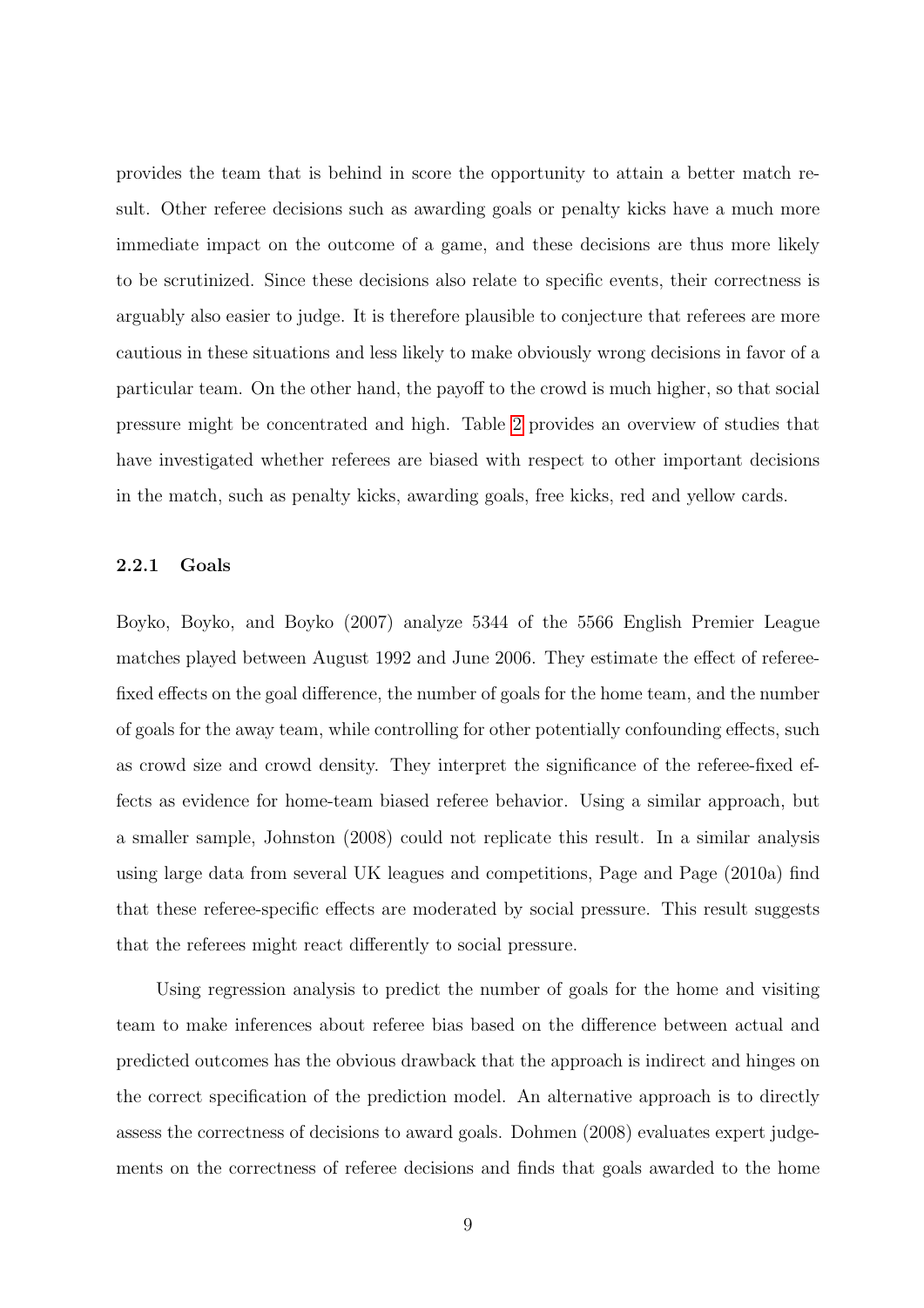provides the team that is behind in score the opportunity to attain a better match result. Other referee decisions such as awarding goals or penalty kicks have a much more immediate impact on the outcome of a game, and these decisions are thus more likely to be scrutinized. Since these decisions also relate to specific events, their correctness is arguably also easier to judge. It is therefore plausible to conjecture that referees are more cautious in these situations and less likely to make obviously wrong decisions in favor of a particular team. On the other hand, the payoff to the crowd is much higher, so that social pressure might be concentrated and high. Table 2 provides an overview of studies that have investigated whether referees are biased with respect to other important decisions in the match, such as penalty kicks, awarding goals, free kicks, red and yellow cards.

### 2.2.1 Goals

Boyko, Boyko, and Boyko (2007) analyze 5344 of the 5566 English Premier League matches played between August 1992 and June 2006. They estimate the effect of referee-fixed effects on the goal difference, the number of goals for the home team, and the number of goals for the away team, while controlling for other potentially confounding effects, such as crowd size and crowd density. They interpret the significance of the referee-fixed effects as evidence for home-team biased referee behavior. Using a similar approach, but a smaller sample, Johnston (2008) could not replicate this result. In a similar analysis using large data from several UK leagues and competitions, Page and Page (2010a) find that these referee-specific effects are moderated by social pressure. This result suggests that the referees might react differently to social pressure.

Using regression analysis to predict the number of goals for the home and visiting team to make inferences about referee bias based on the difference between actual and predicted outcomes has the obvious drawback that the approach is indirect and hinges on the correct specification of the prediction model. An alternative approach is to directly assess the correctness of decisions to award goals. Dohmen (2008) evaluates expert judgements on the correctness of referee decisions and finds that goals awarded to the home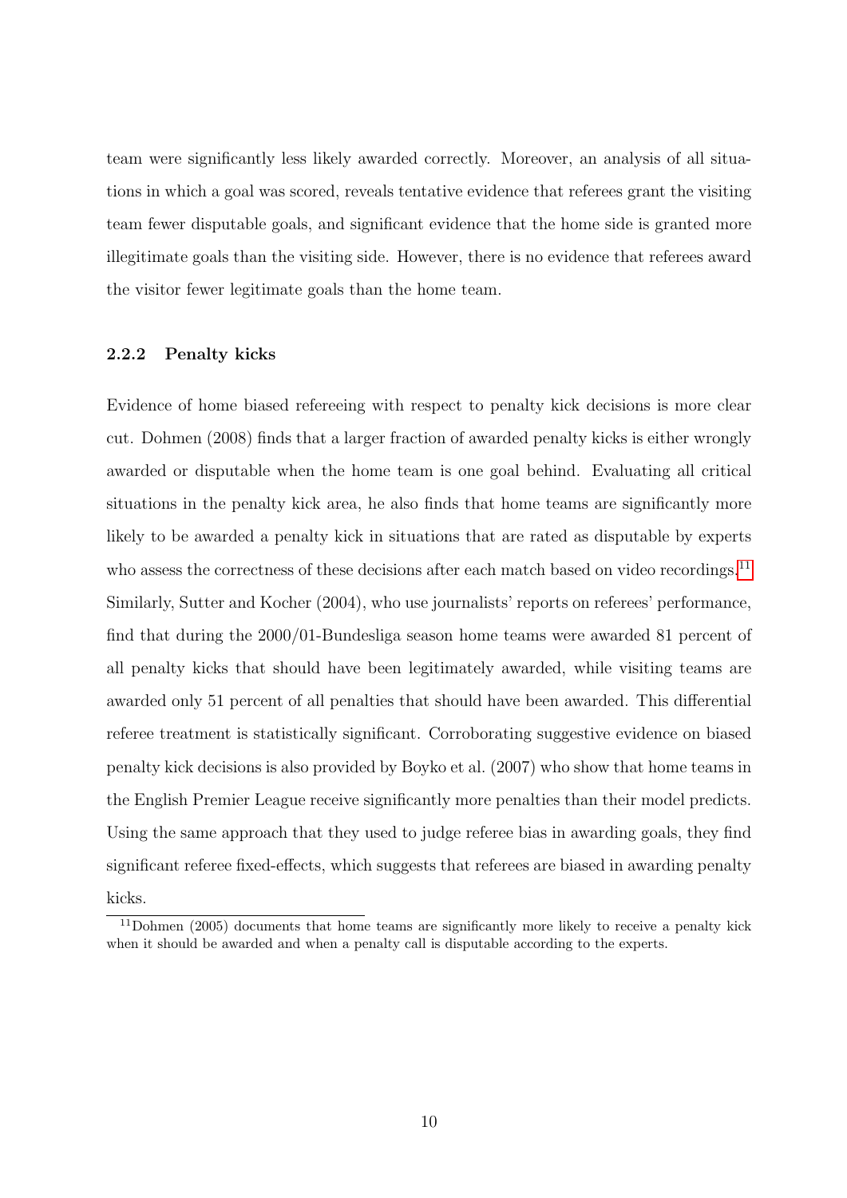team were significantly less likely awarded correctly. Moreover, an analysis of all situations in which a goal was scored, reveals tentative evidence that referees grant the visiting team fewer disputable goals, and significant evidence that the home side is granted more illegitimate goals than the visiting side. However, there is no evidence that referees award the visitor fewer legitimate goals than the home team.

### 2.2.2 Penalty kicks

Evidence of home biased refereeing with respect to penalty kick decisions is more clear cut. Dohmen (2008) finds that a larger fraction of awarded penalty kicks is either wrongly awarded or disputable when the home team is one goal behind. Evaluating all critical situations in the penalty kick area, he also finds that home teams are significantly more likely to be awarded a penalty kick in situations that are rated as disputable by experts who assess the correctness of these decisions after each match based on video recordings.[11] Similarly, Sutter and Kocher (2004), who use journalists' reports on referees' performance, find that during the 2000/01-Bundesliga season home teams were awarded 81 percent of all penalty kicks that should have been legitimately awarded, while visiting teams are awarded only 51 percent of all penalties that should have been awarded. This differential referee treatment is statistically significant. Corroborating suggestive evidence on biased penalty kick decisions is also provided by Boyko et al. (2007) who show that home teams in the English Premier League receive significantly more penalties than their model predicts. Using the same approach that they used to judge referee bias in awarding goals, they find significant referee fixed-effects, which suggests that referees are biased in awarding penalty kicks.

[11] Dohmen (2005) documents that home teams are significantly more likely to receive a penalty kick when it should be awarded and when a penalty call is disputable according to the experts.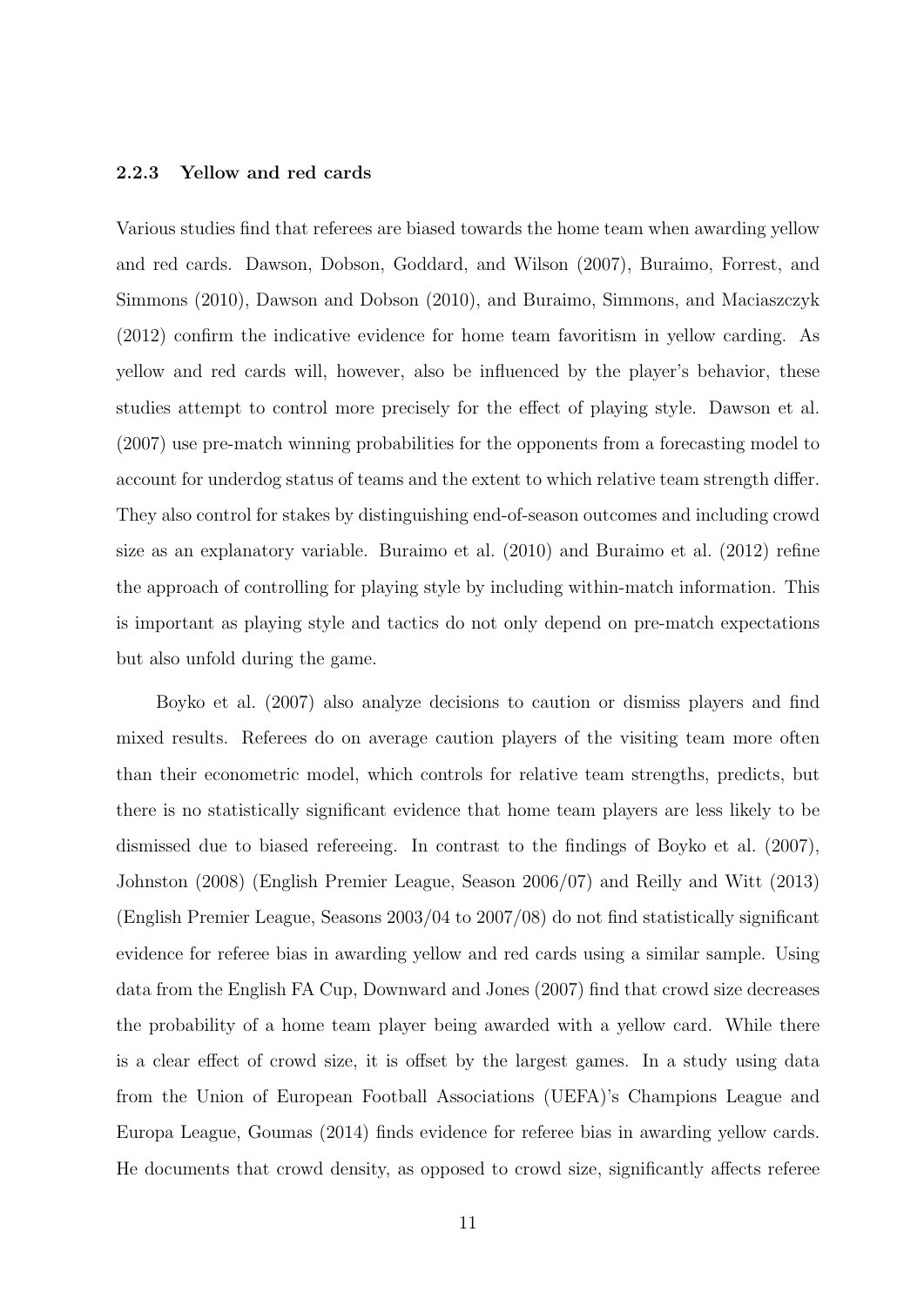#### 2.2.3 Yellow and red cards

Various studies find that referees are biased towards the home team when awarding yellow and red cards. Dawson, Dobson, Goddard, and Wilson (2007), Buraimo, Forrest, and Simmons (2010), Dawson and Dobson (2010), and Buraimo, Simmons, and Maciaszczyk (2012) confirm the indicative evidence for home team favoritism in yellow carding. As yellow and red cards will, however, also be influenced by the player's behavior, these studies attempt to control more precisely for the effect of playing style. Dawson et al. (2007) use pre-match winning probabilities for the opponents from a forecasting model to account for underdog status of teams and the extent to which relative team strength differ. They also control for stakes by distinguishing end-of-season outcomes and including crowd size as an explanatory variable. Buraimo et al. (2010) and Buraimo et al. (2012) refine the approach of controlling for playing style by including within-match information. This is important as playing style and tactics do not only depend on pre-match expectations but also unfold during the game.

Boyko et al. (2007) also analyze decisions to caution or dismiss players and find mixed results. Referees do on average caution players of the visiting team more often than their econometric model, which controls for relative team strengths, predicts, but there is no statistically significant evidence that home team players are less likely to be dismissed due to biased refereeing. In contrast to the findings of Boyko et al. (2007), Johnston (2008) (English Premier League, Season 2006/07) and Reilly and Witt (2013) (English Premier League, Seasons 2003/04 to 2007/08) do not find statistically significant evidence for referee bias in awarding yellow and red cards using a similar sample. Using data from the English FA Cup, Downward and Jones (2007) find that crowd size decreases the probability of a home team player being awarded with a yellow card. While there is a clear effect of crowd size, it is offset by the largest games. In a study using data from the Union of European Football Associations (UEFA)'s Champions League and Europa League, Goumas (2014) finds evidence for referee bias in awarding yellow cards. He documents that crowd density, as opposed to crowd size, significantly affects referee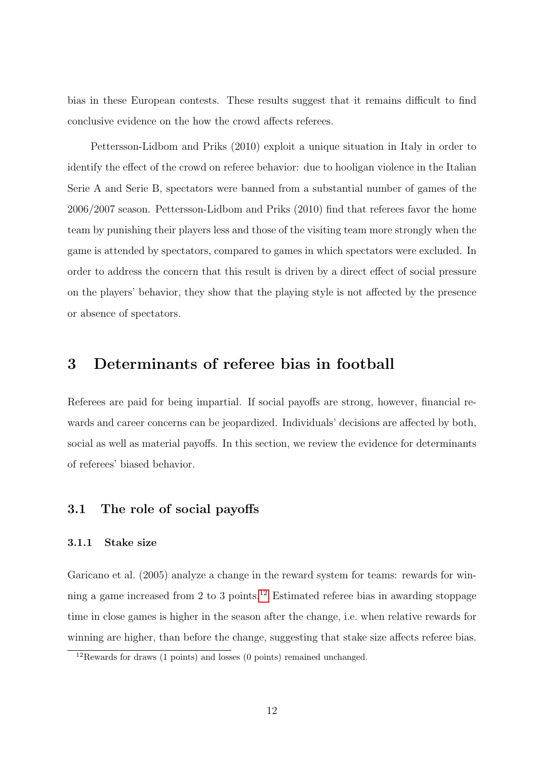bias in these European contests. These results suggest that it remains difficult to find conclusive evidence on the how the crowd affects referees.

Pettersson-Lidbom and Priks (2010) exploit a unique situation in Italy in order to identify the effect of the crowd on referee behavior: due to hooligan violence in the Italian Serie A and Serie B, spectators were banned from a substantial number of games of the 2006/2007 season. Pettersson-Lidbom and Priks (2010) find that referees favor the home team by punishing their players less and those of the visiting team more strongly when the game is attended by spectators, compared to games in which spectators were excluded. In order to address the concern that this result is driven by a direct effect of social pressure on the players' behavior, they show that the playing style is not affected by the presence or absence of spectators.

# 3 Determinants of referee bias in football

Referees are paid for being impartial. If social payoffs are strong, however, financial rewards and career concerns can be jeopardized. Individuals' decisions are affected by both, social as well as material payoffs. In this section, we review the evidence for determinants of referees' biased behavior.

## 3.1 The role of social payoffs

### 3.1.1 Stake size

Garicano et al. (2005) analyze a change in the reward system for teams: rewards for winning a game increased from 2 to 3 points.[12] Estimated referee bias in awarding stoppage time in close games is higher in the season after the change, i.e. when relative rewards for winning are higher, than before the change, suggesting that stake size affects referee bias.

[12] Rewards for draws (1 points) and losses (0 points) remained unchanged.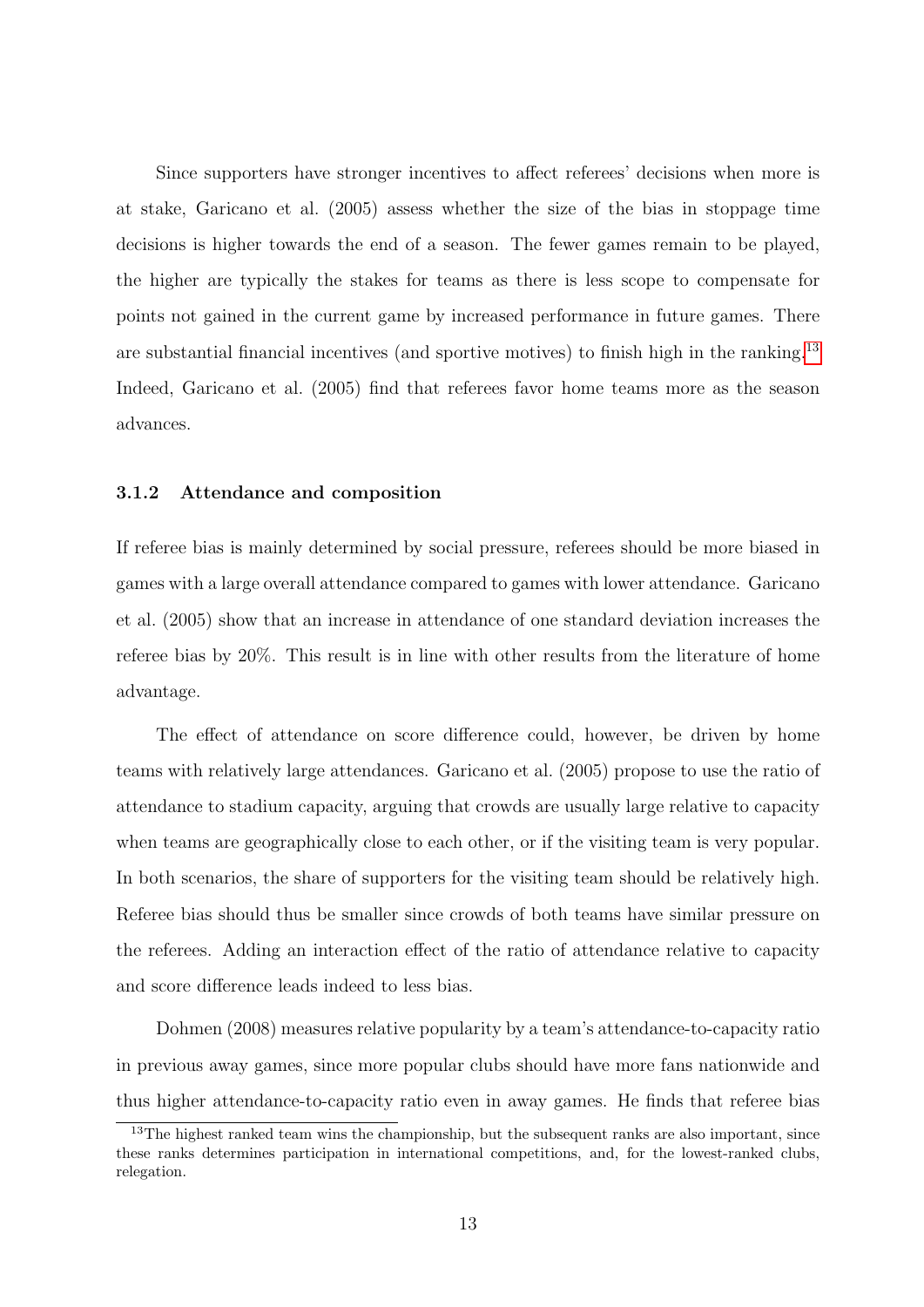Since supporters have stronger incentives to affect referees' decisions when more is at stake, Garicano et al. (2005) assess whether the size of the bias in stoppage time decisions is higher towards the end of a season. The fewer games remain to be played, the higher are typically the stakes for teams as there is less scope to compensate for points not gained in the current game by increased performance in future games. There are substantial financial incentives (and sportive motives) to finish high in the ranking.[13] Indeed, Garicano et al. (2005) find that referees favor home teams more as the season advances.

#### 3.1.2 Attendance and composition

If referee bias is mainly determined by social pressure, referees should be more biased in games with a large overall attendance compared to games with lower attendance. Garicano et al. (2005) show that an increase in attendance of one standard deviation increases the referee bias by 20%. This result is in line with other results from the literature of home advantage.

The effect of attendance on score difference could, however, be driven by home teams with relatively large attendances. Garicano et al. (2005) propose to use the ratio of attendance to stadium capacity, arguing that crowds are usually large relative to capacity when teams are geographically close to each other, or if the visiting team is very popular. In both scenarios, the share of supporters for the visiting team should be relatively high. Referee bias should thus be smaller since crowds of both teams have similar pressure on the referees. Adding an interaction effect of the ratio of attendance relative to capacity and score difference leads indeed to less bias.

Dohmen (2008) measures relative popularity by a team's attendance-to-capacity ratio in previous away games, since more popular clubs should have more fans nationwide and thus higher attendance-to-capacity ratio even in away games. He finds that referee bias

[13] The highest ranked team wins the championship, but the subsequent ranks are also important, since these ranks determines participation in international competitions, and, for the lowest-ranked clubs, relegation.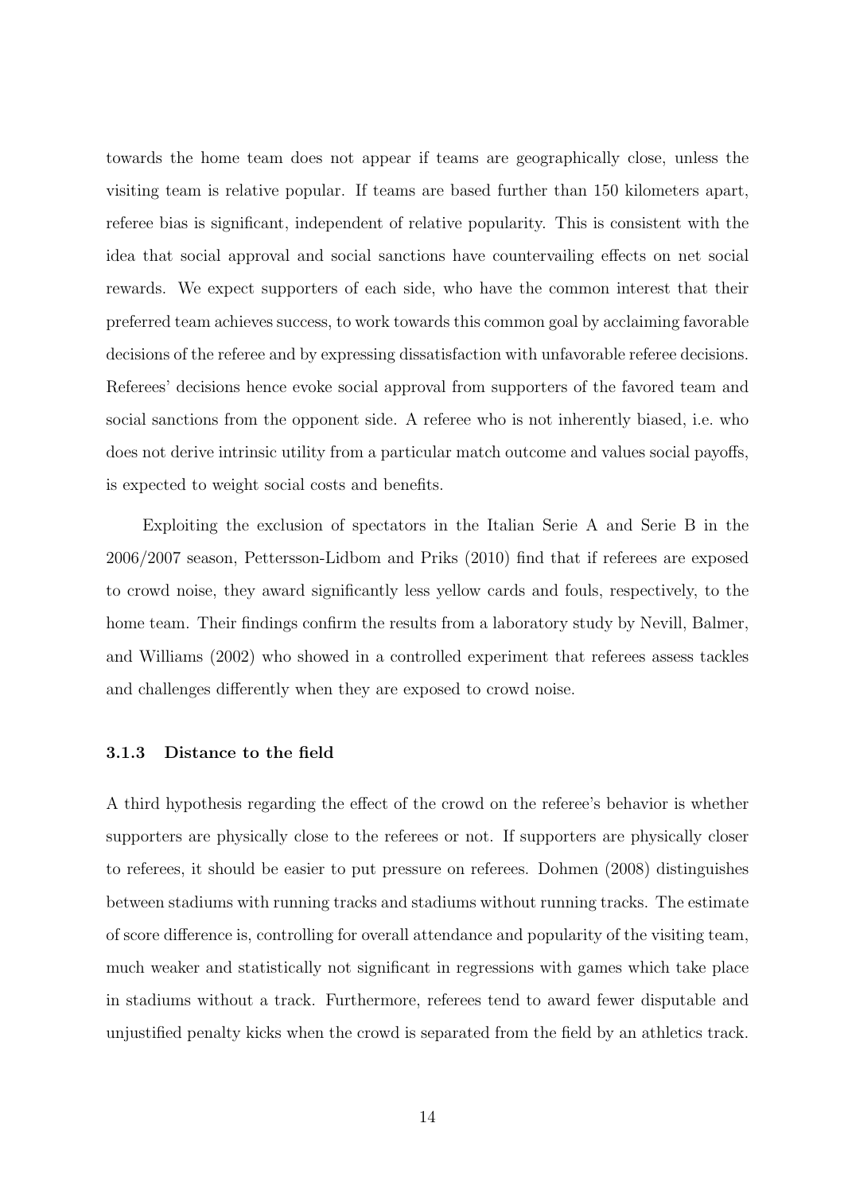towards the home team does not appear if teams are geographically close, unless the visiting team is relative popular. If teams are based further than 150 kilometers apart, referee bias is significant, independent of relative popularity. This is consistent with the idea that social approval and social sanctions have countervailing effects on net social rewards. We expect supporters of each side, who have the common interest that their preferred team achieves success, to work towards this common goal by acclaiming favorable decisions of the referee and by expressing dissatisfaction with unfavorable referee decisions. Referees' decisions hence evoke social approval from supporters of the favored team and social sanctions from the opponent side. A referee who is not inherently biased, i.e. who does not derive intrinsic utility from a particular match outcome and values social payoffs, is expected to weight social costs and benefits.

Exploiting the exclusion of spectators in the Italian Serie A and Serie B in the 2006/2007 season, Pettersson-Lidbom and Priks (2010) find that if referees are exposed to crowd noise, they award significantly less yellow cards and fouls, respectively, to the home team. Their findings confirm the results from a laboratory study by Nevill, Balmer, and Williams (2002) who showed in a controlled experiment that referees assess tackles and challenges differently when they are exposed to crowd noise.

### 3.1.3 Distance to the field

A third hypothesis regarding the effect of the crowd on the referee's behavior is whether supporters are physically close to the referees or not. If supporters are physically closer to referees, it should be easier to put pressure on referees. Dohmen (2008) distinguishes between stadiums with running tracks and stadiums without running tracks. The estimate of score difference is, controlling for overall attendance and popularity of the visiting team, much weaker and statistically not significant in regressions with games which take place in stadiums without a track. Furthermore, referees tend to award fewer disputable and unjustified penalty kicks when the crowd is separated from the field by an athletics track.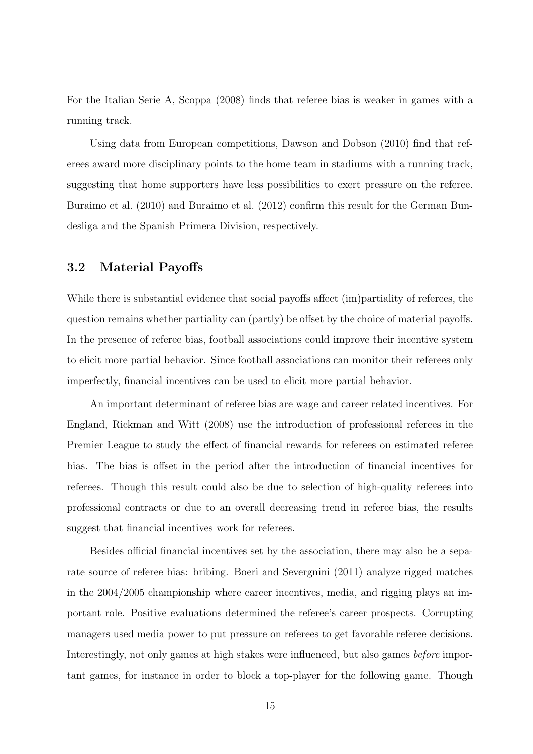For the Italian Serie A, Scoppa (2008) finds that referee bias is weaker in games with a running track.

Using data from European competitions, Dawson and Dobson (2010) find that referees award more disciplinary points to the home team in stadiums with a running track, suggesting that home supporters have less possibilities to exert pressure on the referee. Buraimo et al. (2010) and Buraimo et al. (2012) confirm this result for the German Bundesliga and the Spanish Primera Division, respectively.

## 3.2 Material Payoffs

While there is substantial evidence that social payoffs affect (im)partiality of referees, the question remains whether partiality can (partly) be offset by the choice of material payoffs. In the presence of referee bias, football associations could improve their incentive system to elicit more partial behavior. Since football associations can monitor their referees only imperfectly, financial incentives can be used to elicit more partial behavior.

An important determinant of referee bias are wage and career related incentives. For England, Rickman and Witt (2008) use the introduction of professional referees in the Premier League to study the effect of financial rewards for referees on estimated referee bias. The bias is offset in the period after the introduction of financial incentives for referees. Though this result could also be due to selection of high-quality referees into professional contracts or due to an overall decreasing trend in referee bias, the results suggest that financial incentives work for referees.

Besides official financial incentives set by the association, there may also be a separate source of referee bias: bribing. Boeri and Severgnini (2011) analyze rigged matches in the 2004/2005 championship where career incentives, media, and rigging plays an important role. Positive evaluations determined the referee's career prospects. Corrupting managers used media power to put pressure on referees to get favorable referee decisions. Interestingly, not only games at high stakes were influenced, but also games *before* important games, for instance in order to block a top-player for the following game. Though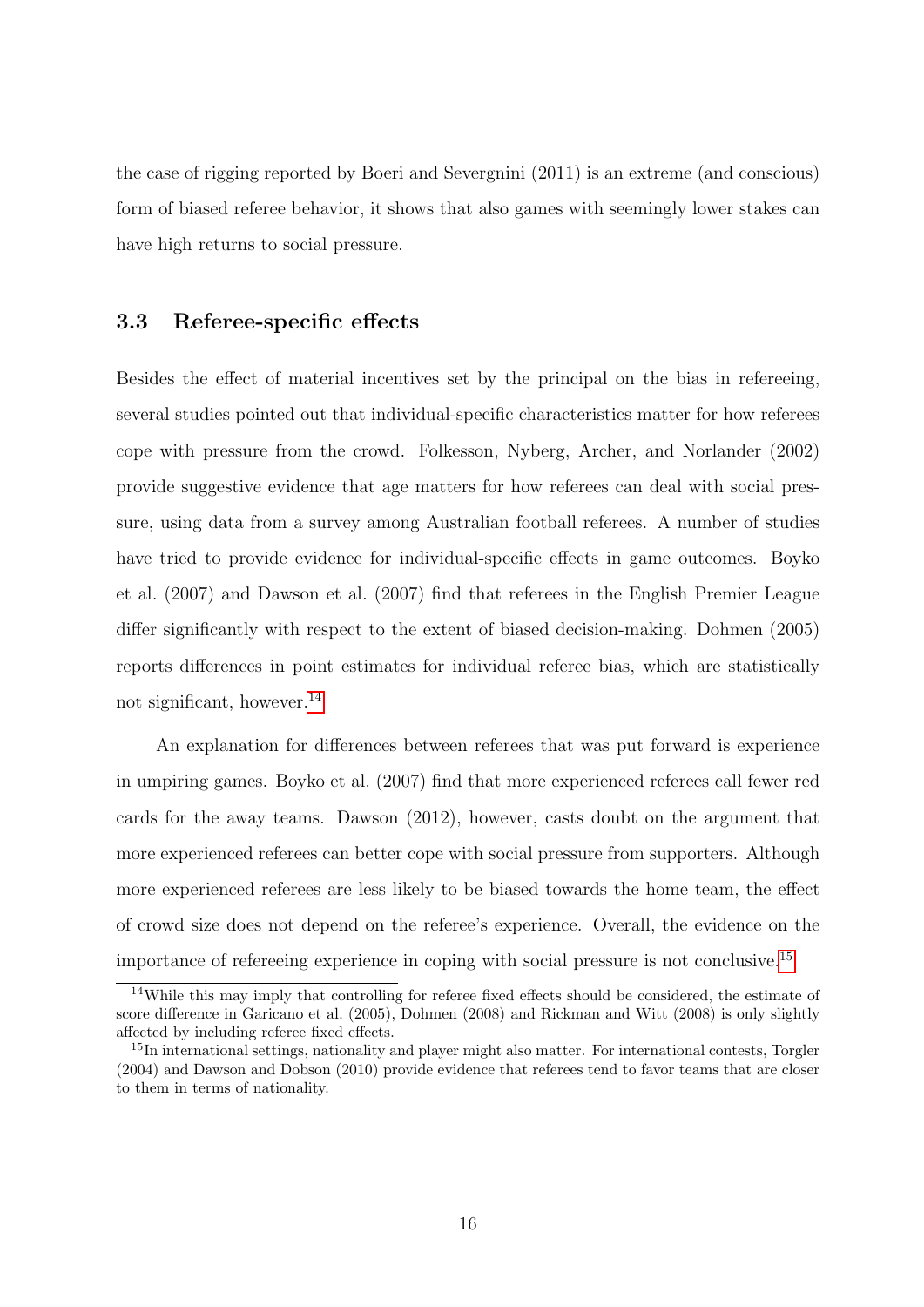the case of rigging reported by Boeri and Severgnini (2011) is an extreme (and conscious) form of biased referee behavior, it shows that also games with seemingly lower stakes can have high returns to social pressure.

### 3.3 Referee-specific effects

Besides the effect of material incentives set by the principal on the bias in refereeing, several studies pointed out that individual-specific characteristics matter for how referees cope with pressure from the crowd. Folkesson, Nyberg, Archer, and Norlander (2002) provide suggestive evidence that age matters for how referees can deal with social pressure, using data from a survey among Australian football referees. A number of studies have tried to provide evidence for individual-specific effects in game outcomes. Boyko et al. (2007) and Dawson et al. (2007) find that referees in the English Premier League differ significantly with respect to the extent of biased decision-making. Dohmen (2005) reports differences in point estimates for individual referee bias, which are statistically not significant, however.[14]

An explanation for differences between referees that was put forward is experience in umpiring games. Boyko et al. (2007) find that more experienced referees call fewer red cards for the away teams. Dawson (2012), however, casts doubt on the argument that more experienced referees can better cope with social pressure from supporters. Although more experienced referees are less likely to be biased towards the home team, the effect of crowd size does not depend on the referee's experience. Overall, the evidence on the importance of refereeing experience in coping with social pressure is not conclusive.[15]

[14] While this may imply that controlling for referee fixed effects should be considered, the estimate of score difference in Garicano et al. (2005), Dohmen (2008) and Rickman and Witt (2008) is only slightly affected by including referee fixed effects.

[15] In international settings, nationality and player might also matter. For international contests, Torgler (2004) and Dawson and Dobson (2010) provide evidence that referees tend to favor teams that are closer to them in terms of nationality.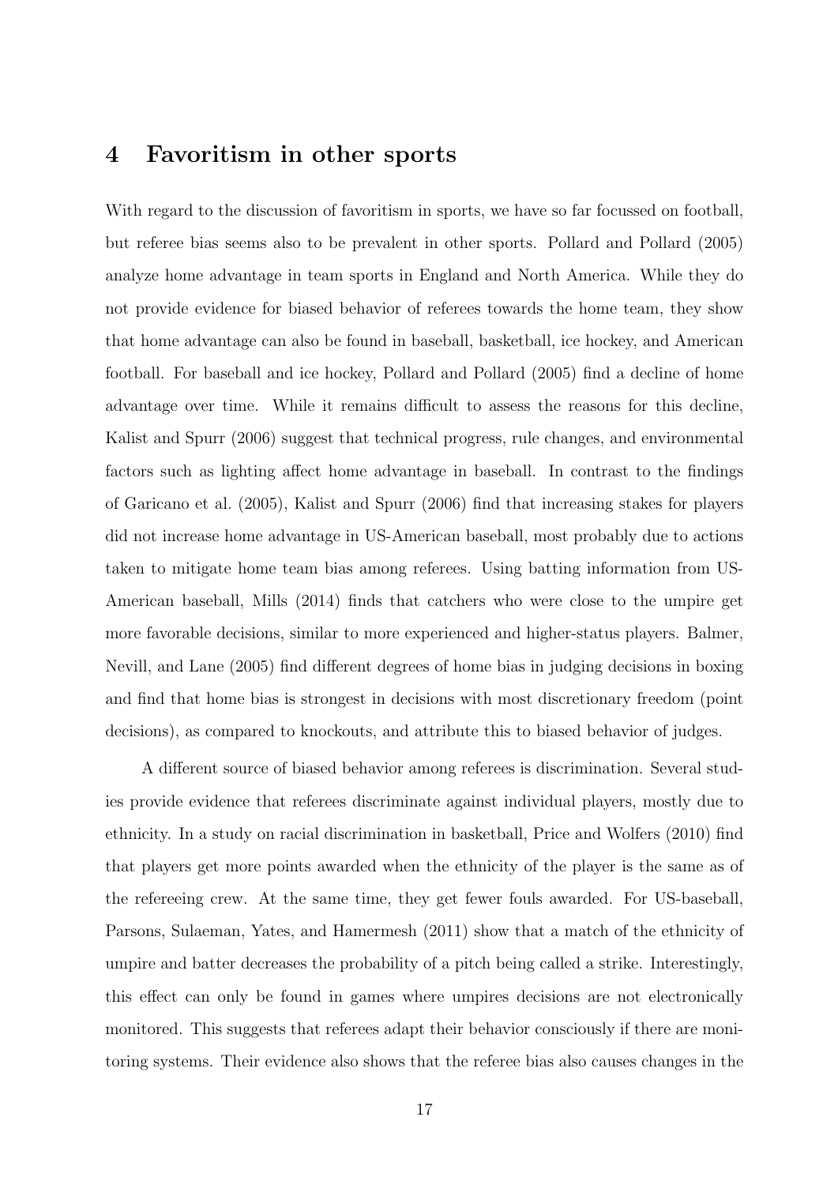## 4 Favoritism in other sports

With regard to the discussion of favoritism in sports, we have so far focussed on football, but referee bias seems also to be prevalent in other sports. Pollard and Pollard (2005) analyze home advantage in team sports in England and North America. While they do not provide evidence for biased behavior of referees towards the home team, they show that home advantage can also be found in baseball, basketball, ice hockey, and American football. For baseball and ice hockey, Pollard and Pollard (2005) find a decline of home advantage over time. While it remains difficult to assess the reasons for this decline, Kalist and Spurr (2006) suggest that technical progress, rule changes, and environmental factors such as lighting affect home advantage in baseball. In contrast to the findings of Garicano et al. (2005), Kalist and Spurr (2006) find that increasing stakes for players did not increase home advantage in US-American baseball, most probably due to actions taken to mitigate home team bias among referees. Using batting information from US-American baseball, Mills (2014) finds that catchers who were close to the umpire get more favorable decisions, similar to more experienced and higher-status players. Balmer, Nevill, and Lane (2005) find different degrees of home bias in judging decisions in boxing and find that home bias is strongest in decisions with most discretionary freedom (point decisions), as compared to knockouts, and attribute this to biased behavior of judges.

A different source of biased behavior among referees is discrimination. Several studies provide evidence that referees discriminate against individual players, mostly due to ethnicity. In a study on racial discrimination in basketball, Price and Wolfers (2010) find that players get more points awarded when the ethnicity of the player is the same as of the refereeing crew. At the same time, they get fewer fouls awarded. For US-baseball, Parsons, Sulaeman, Yates, and Hamermesh (2011) show that a match of the ethnicity of umpire and batter decreases the probability of a pitch being called a strike. Interestingly, this effect can only be found in games where umpires decisions are not electronically monitored. This suggests that referees adapt their behavior consciously if there are monitoring systems. Their evidence also shows that the referee bias also causes changes in the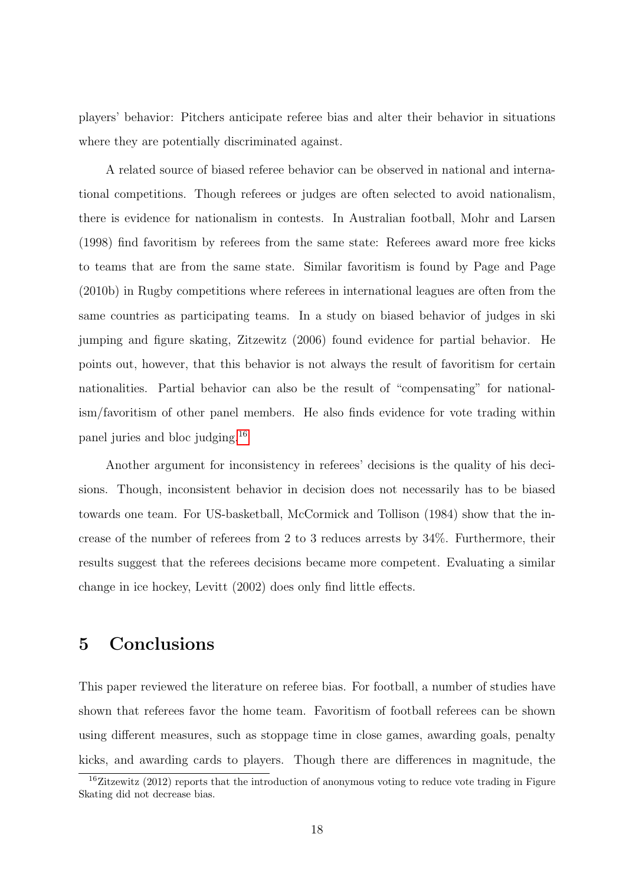players' behavior: Pitchers anticipate referee bias and alter their behavior in situations where they are potentially discriminated against.

A related source of biased referee behavior can be observed in national and international competitions. Though referees or judges are often selected to avoid nationalism, there is evidence for nationalism in contests. In Australian football, Mohr and Larsen (1998) find favoritism by referees from the same state: Referees award more free kicks to teams that are from the same state. Similar favoritism is found by Page and Page (2010b) in Rugby competitions where referees in international leagues are often from the same countries as participating teams. In a study on biased behavior of judges in ski jumping and figure skating, Zitzewitz (2006) found evidence for partial behavior. He points out, however, that this behavior is not always the result of favoritism for certain nationalities. Partial behavior can also be the result of "compensating" for nationalism/favoritism of other panel members. He also finds evidence for vote trading within panel juries and bloc judging.[16]

Another argument for inconsistency in referees' decisions is the quality of his decisions. Though, inconsistent behavior in decision does not necessarily has to be biased towards one team. For US-basketball, McCormick and Tollison (1984) show that the increase of the number of referees from 2 to 3 reduces arrests by 34%. Furthermore, their results suggest that the referees decisions became more competent. Evaluating a similar change in ice hockey, Levitt (2002) does only find little effects.

## 5 Conclusions

This paper reviewed the literature on referee bias. For football, a number of studies have shown that referees favor the home team. Favoritism of football referees can be shown using different measures, such as stoppage time in close games, awarding goals, penalty kicks, and awarding cards to players. Though there are differences in magnitude, the

[16] Zitzewitz (2012) reports that the introduction of anonymous voting to reduce vote trading in Figure Skating did not decrease bias.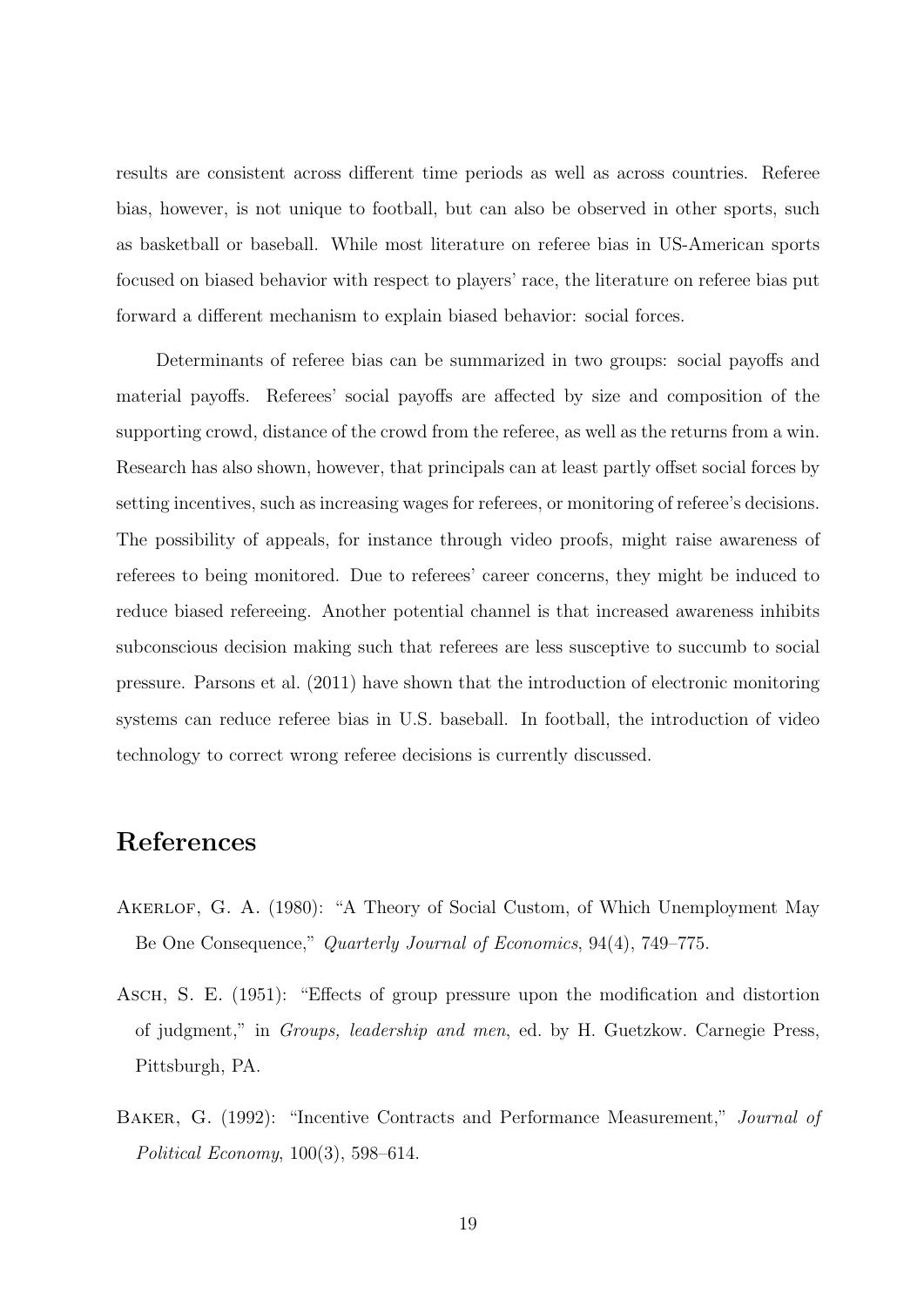results are consistent across different time periods as well as across countries. Referee bias, however, is not unique to football, but can also be observed in other sports, such as basketball or baseball. While most literature on referee bias in US-American sports focused on biased behavior with respect to players' race, the literature on referee bias put forward a different mechanism to explain biased behavior: social forces.

Determinants of referee bias can be summarized in two groups: social payoffs and material payoffs. Referees' social payoffs are affected by size and composition of the supporting crowd, distance of the crowd from the referee, as well as the returns from a win. Research has also shown, however, that principals can at least partly offset social forces by setting incentives, such as increasing wages for referees, or monitoring of referee's decisions. The possibility of appeals, for instance through video proofs, might raise awareness of referees to being monitored. Due to referees' career concerns, they might be induced to reduce biased refereeing. Another potential channel is that increased awareness inhibits subconscious decision making such that referees are less susceptive to succumb to social pressure. Parsons et al. (2011) have shown that the introduction of electronic monitoring systems can reduce referee bias in U.S. baseball. In football, the introduction of video technology to correct wrong referee decisions is currently discussed.

# References

Akerlof, G. A. (1980): "A Theory of Social Custom, of Which Unemployment May Be One Consequence," *Quarterly Journal of Economics*, 94(4), 749–775.

Asch, S. E. (1951): "Effects of group pressure upon the modification and distortion of judgment," in *Groups, leadership and men*, ed. by H. Guetzkow. Carnegie Press, Pittsburgh, PA.

Baker, G. (1992): "Incentive Contracts and Performance Measurement," *Journal of Political Economy*, 100(3), 598–614.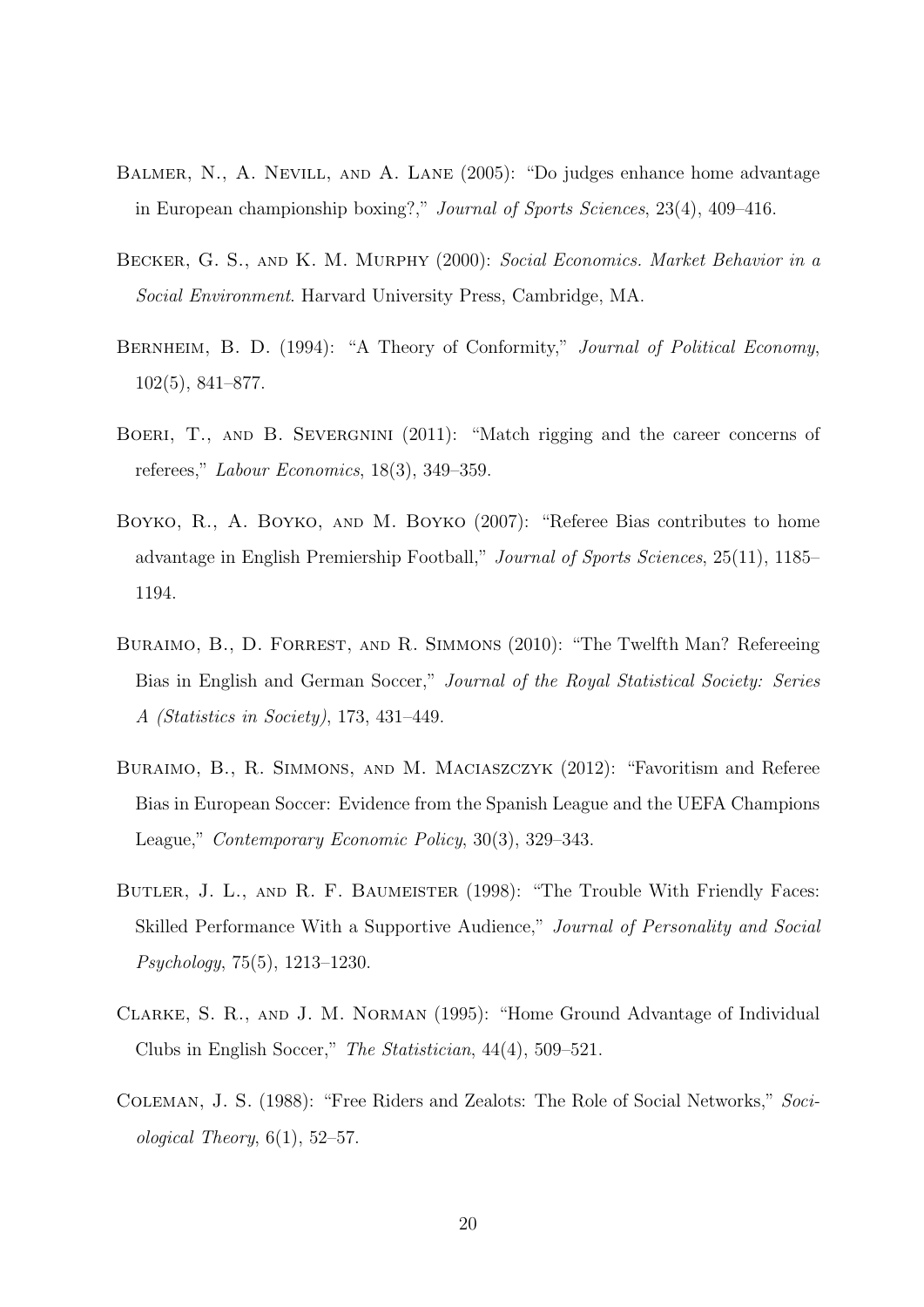Balmer, N., A. Nevill, and A. Lane (2005): "Do judges enhance home advantage in European championship boxing?," *Journal of Sports Sciences*, 23(4), 409–416.

Becker, G. S., and K. M. Murphy (2000): *Social Economics. Market Behavior in a Social Environment*. Harvard University Press, Cambridge, MA.

Bernheim, B. D. (1994): "A Theory of Conformity," *Journal of Political Economy*, 102(5), 841–877.

Boeri, T., and B. Severgnini (2011): "Match rigging and the career concerns of referees," *Labour Economics*, 18(3), 349–359.

Boyko, R., A. Boyko, and M. Boyko (2007): "Referee Bias contributes to home advantage in English Premiership Football," *Journal of Sports Sciences*, 25(11), 1185–1194.

Buraimo, B., D. Forrest, and R. Simmons (2010): "The Twelfth Man? Refereeing Bias in English and German Soccer," *Journal of the Royal Statistical Society: Series A (Statistics in Society)*, 173, 431–449.

Buraimo, B., R. Simmons, and M. Maciaszczyk (2012): "Favoritism and Referee Bias in European Soccer: Evidence from the Spanish League and the UEFA Champions League," *Contemporary Economic Policy*, 30(3), 329–343.

Butler, J. L., and R. F. Baumeister (1998): "The Trouble With Friendly Faces: Skilled Performance With a Supportive Audience," *Journal of Personality and Social Psychology*, 75(5), 1213–1230.

Clarke, S. R., and J. M. Norman (1995): "Home Ground Advantage of Individual Clubs in English Soccer," *The Statistician*, 44(4), 509–521.

Coleman, J. S. (1988): "Free Riders and Zealots: The Role of Social Networks," *Sociological Theory*, 6(1), 52–57.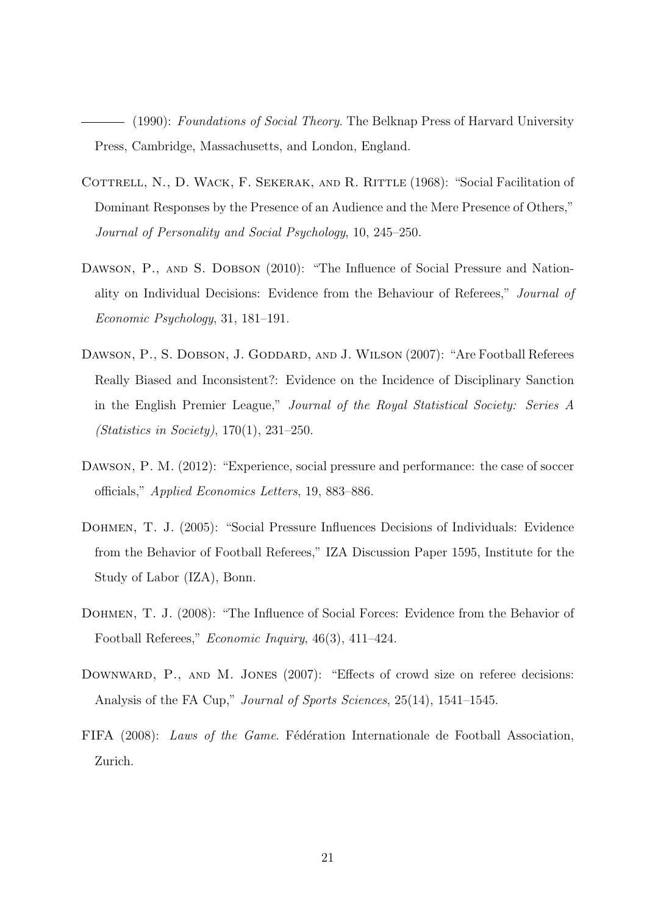——— (1990): *Foundations of Social Theory.* The Belknap Press of Harvard University Press, Cambridge, Massachusetts, and London, England.

Cottrell, N., D. Wack, F. Sekerak, and R. Rittle (1968): "Social Facilitation of Dominant Responses by the Presence of an Audience and the Mere Presence of Others," *Journal of Personality and Social Psychology*, 10, 245–250.

Dawson, P., and S. Dobson (2010): "The Influence of Social Pressure and Nationality on Individual Decisions: Evidence from the Behaviour of Referees," *Journal of Economic Psychology*, 31, 181–191.

Dawson, P., S. Dobson, J. Goddard, and J. Wilson (2007): "Are Football Referees Really Biased and Inconsistent?: Evidence on the Incidence of Disciplinary Sanction in the English Premier League," *Journal of the Royal Statistical Society: Series A (Statistics in Society)*, 170(1), 231–250.

Dawson, P. M. (2012): "Experience, social pressure and performance: the case of soccer officials," *Applied Economics Letters*, 19, 883–886.

Dohmen, T. J. (2005): "Social Pressure Influences Decisions of Individuals: Evidence from the Behavior of Football Referees," IZA Discussion Paper 1595, Institute for the Study of Labor (IZA), Bonn.

Dohmen, T. J. (2008): "The Influence of Social Forces: Evidence from the Behavior of Football Referees," *Economic Inquiry*, 46(3), 411–424.

Downward, P., and M. Jones (2007): "Effects of crowd size on referee decisions: Analysis of the FA Cup," *Journal of Sports Sciences*, 25(14), 1541–1545.

FIFA (2008): *Laws of the Game*. Fédération Internationale de Football Association, Zurich.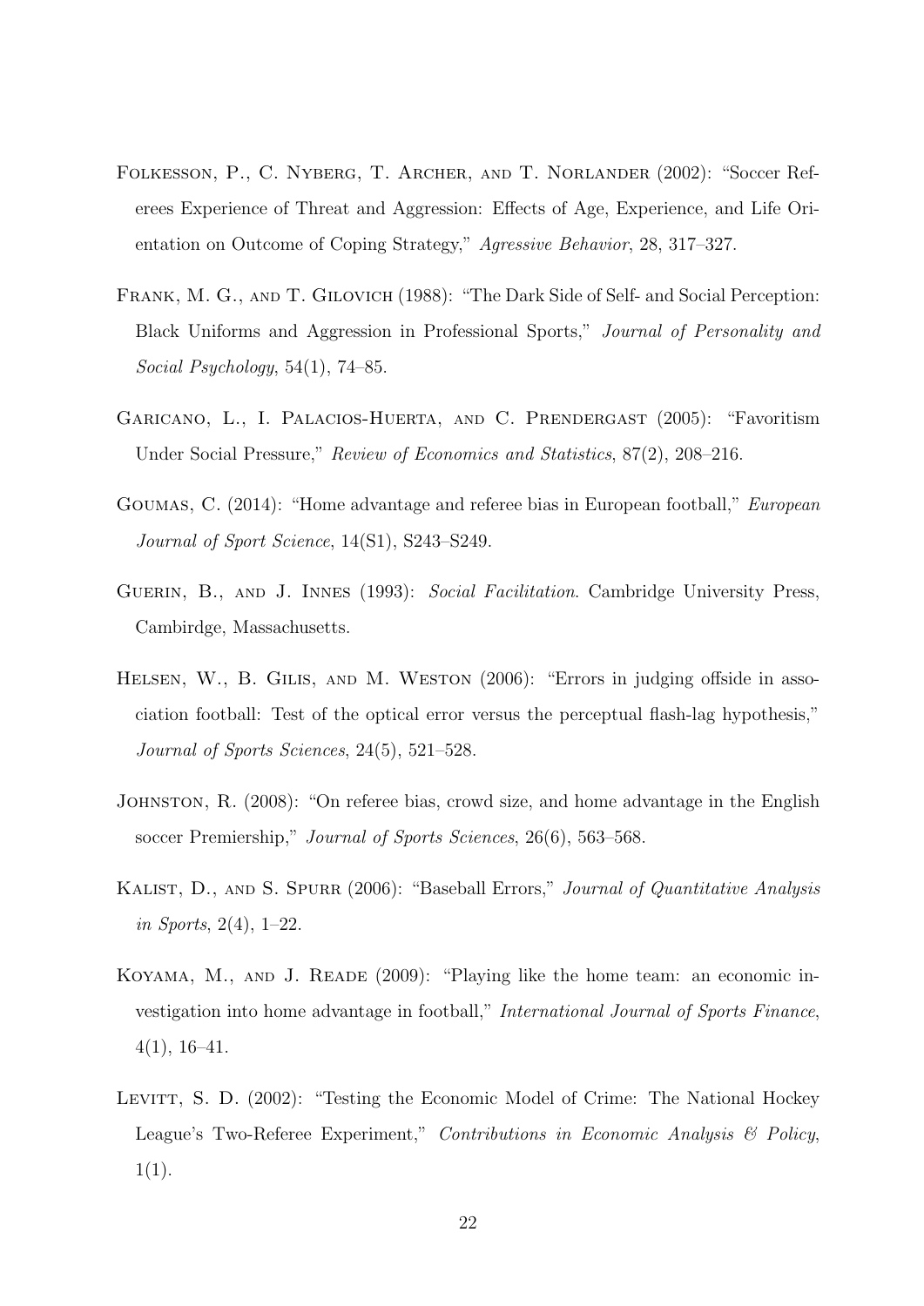Folkesson, P., C. Nyberg, T. Archer, and T. Norlander (2002): "Soccer Referees Experience of Threat and Aggression: Effects of Age, Experience, and Life Orientation on Outcome of Coping Strategy," *Agressive Behavior*, 28, 317–327.

Frank, M. G., and T. Gilovich (1988): "The Dark Side of Self- and Social Perception: Black Uniforms and Aggression in Professional Sports," *Journal of Personality and Social Psychology*, 54(1), 74–85.

Garicano, L., I. Palacios-Huerta, and C. Prendergast (2005): "Favoritism Under Social Pressure," *Review of Economics and Statistics*, 87(2), 208–216.

Goumas, C. (2014): "Home advantage and referee bias in European football," *European Journal of Sport Science*, 14(S1), S243–S249.

Guerin, B., and J. Innes (1993): *Social Facilitation*. Cambridge University Press, Cambirdge, Massachusetts.

Helsen, W., B. Gilis, and M. Weston (2006): "Errors in judging offside in association football: Test of the optical error versus the perceptual flash-lag hypothesis," *Journal of Sports Sciences*, 24(5), 521–528.

Johnston, R. (2008): "On referee bias, crowd size, and home advantage in the English soccer Premiership," *Journal of Sports Sciences*, 26(6), 563–568.

Kalist, D., and S. Spurr (2006): "Baseball Errors," *Journal of Quantitative Analysis in Sports*, 2(4), 1–22.

Koyama, M., and J. Reade (2009): "Playing like the home team: an economic investigation into home advantage in football," *International Journal of Sports Finance*, 4(1), 16–41.

Levitt, S. D. (2002): "Testing the Economic Model of Crime: The National Hockey League's Two-Referee Experiment," *Contributions in Economic Analysis & Policy*, 1(1).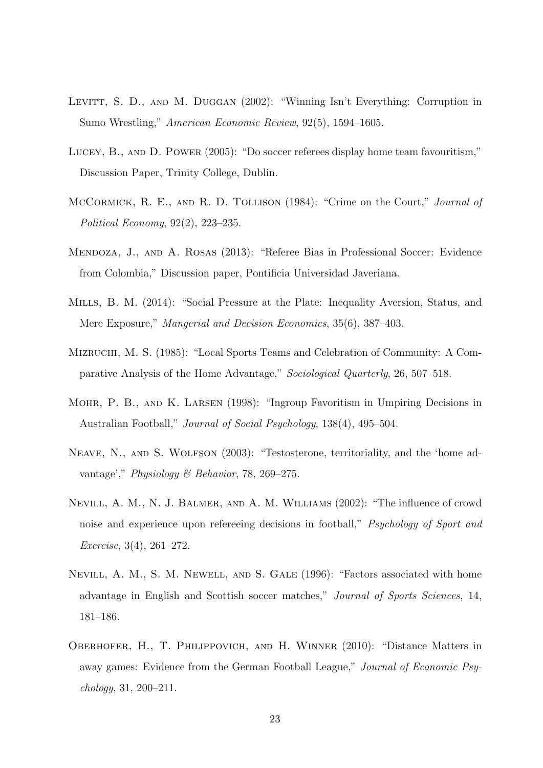Levitt, S. D., and M. Duggan (2002): "Winning Isn't Everything: Corruption in Sumo Wrestling," *American Economic Review*, 92(5), 1594–1605.

Lucey, B., and D. Power (2005): "Do soccer referees display home team favouritism," Discussion Paper, Trinity College, Dublin.

McCormick, R. E., and R. D. Tollison (1984): "Crime on the Court," *Journal of Political Economy*, 92(2), 223–235.

Mendoza, J., and A. Rosas (2013): "Referee Bias in Professional Soccer: Evidence from Colombia," Discussion paper, Pontificia Universidad Javeriana.

Mills, B. M. (2014): "Social Pressure at the Plate: Inequality Aversion, Status, and Mere Exposure," *Mangerial and Decision Economics*, 35(6), 387–403.

Mizruchi, M. S. (1985): "Local Sports Teams and Celebration of Community: A Comparative Analysis of the Home Advantage," *Sociological Quarterly*, 26, 507–518.

Mohr, P. B., and K. Larsen (1998): "Ingroup Favoritism in Umpiring Decisions in Australian Football," *Journal of Social Psychology*, 138(4), 495–504.

Neave, N., and S. Wolfson (2003): "Testosterone, territoriality, and the 'home advantage'," *Physiology & Behavior*, 78, 269–275.

Nevill, A. M., N. J. Balmer, and A. M. Williams (2002): "The influence of crowd noise and experience upon refereeing decisions in football," *Psychology of Sport and Exercise*, 3(4), 261–272.

Nevill, A. M., S. M. Newell, and S. Gale (1996): "Factors associated with home advantage in English and Scottish soccer matches," *Journal of Sports Sciences*, 14, 181–186.

Oberhofer, H., T. Philippovich, and H. Winner (2010): "Distance Matters in away games: Evidence from the German Football League," *Journal of Economic Psychology*, 31, 200–211.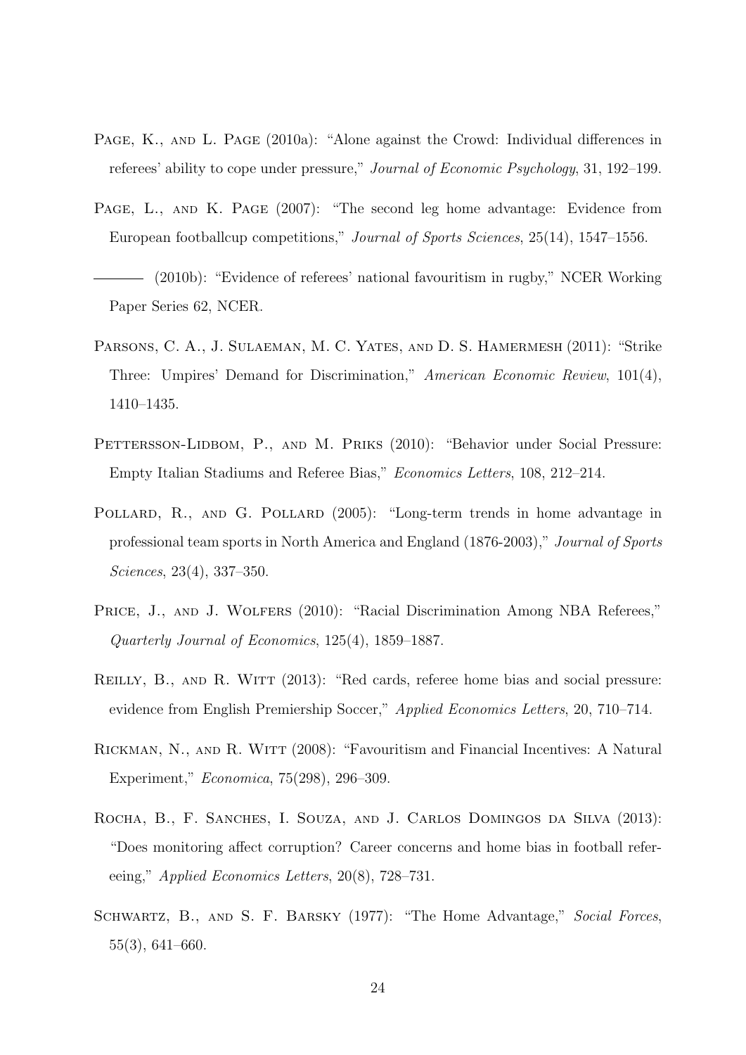Page, K., and L. Page (2010a): "Alone against the Crowd: Individual differences in referees' ability to cope under pressure," *Journal of Economic Psychology*, 31, 192–199.

Page, L., and K. Page (2007): "The second leg home advantage: Evidence from European footballcup competitions," *Journal of Sports Sciences*, 25(14), 1547–1556.

——— (2010b): "Evidence of referees' national favouritism in rugby," NCER Working Paper Series 62, NCER.

Parsons, C. A., J. Sulaeman, M. C. Yates, and D. S. Hamermesh (2011): "Strike Three: Umpires' Demand for Discrimination," *American Economic Review*, 101(4), 1410–1435.

Pettersson-Lidbom, P., and M. Priks (2010): "Behavior under Social Pressure: Empty Italian Stadiums and Referee Bias," *Economics Letters*, 108, 212–214.

Pollard, R., and G. Pollard (2005): "Long-term trends in home advantage in professional team sports in North America and England (1876-2003)," *Journal of Sports Sciences*, 23(4), 337–350.

Price, J., and J. Wolfers (2010): "Racial Discrimination Among NBA Referees," *Quarterly Journal of Economics*, 125(4), 1859–1887.

Reilly, B., and R. Witt (2013): "Red cards, referee home bias and social pressure: evidence from English Premiership Soccer," *Applied Economics Letters*, 20, 710–714.

Rickman, N., and R. Witt (2008): "Favouritism and Financial Incentives: A Natural Experiment," *Economica*, 75(298), 296–309.

Rocha, B., F. Sanches, I. Souza, and J. Carlos Domingos da Silva (2013): "Does monitoring affect corruption? Career concerns and home bias in football refereeing," *Applied Economics Letters*, 20(8), 728–731.

Schwartz, B., and S. F. Barsky (1977): "The Home Advantage," *Social Forces*, 55(3), 641–660.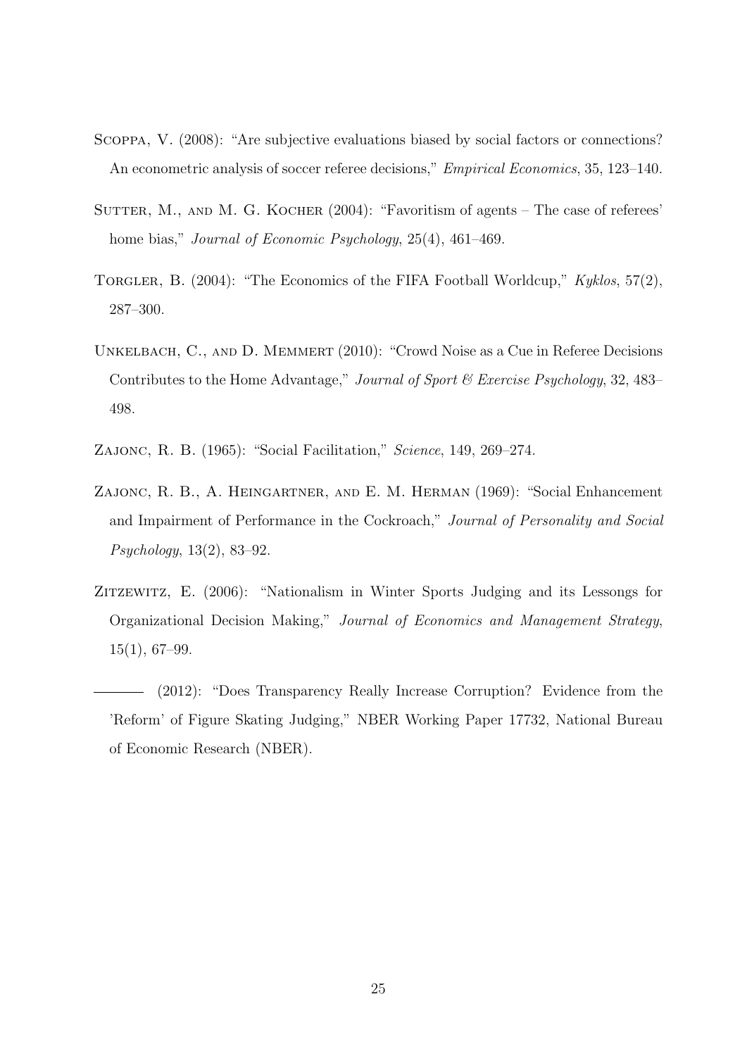Scoppa, V. (2008): "Are subjective evaluations biased by social factors or connections? An econometric analysis of soccer referee decisions," *Empirical Economics*, 35, 123–140.

Sutter, M., and M. G. Kocher (2004): "Favoritism of agents – The case of referees' home bias," *Journal of Economic Psychology*, 25(4), 461–469.

Torgler, B. (2004): "The Economics of the FIFA Football Worldcup," *Kyklos*, 57(2), 287–300.

Unkelbach, C., and D. Memmert (2010): "Crowd Noise as a Cue in Referee Decisions Contributes to the Home Advantage," *Journal of Sport & Exercise Psychology*, 32, 483–498.

Zajonc, R. B. (1965): "Social Facilitation," *Science*, 149, 269–274.

Zajonc, R. B., A. Heingartner, and E. M. Herman (1969): "Social Enhancement and Impairment of Performance in the Cockroach," *Journal of Personality and Social Psychology*, 13(2), 83–92.

Zitzewitz, E. (2006): "Nationalism in Winter Sports Judging and its Lessongs for Organizational Decision Making," *Journal of Economics and Management Strategy*, 15(1), 67–99.

——— (2012): "Does Transparency Really Increase Corruption? Evidence from the 'Reform' of Figure Skating Judging," NBER Working Paper 17732, National Bureau of Economic Research (NBER).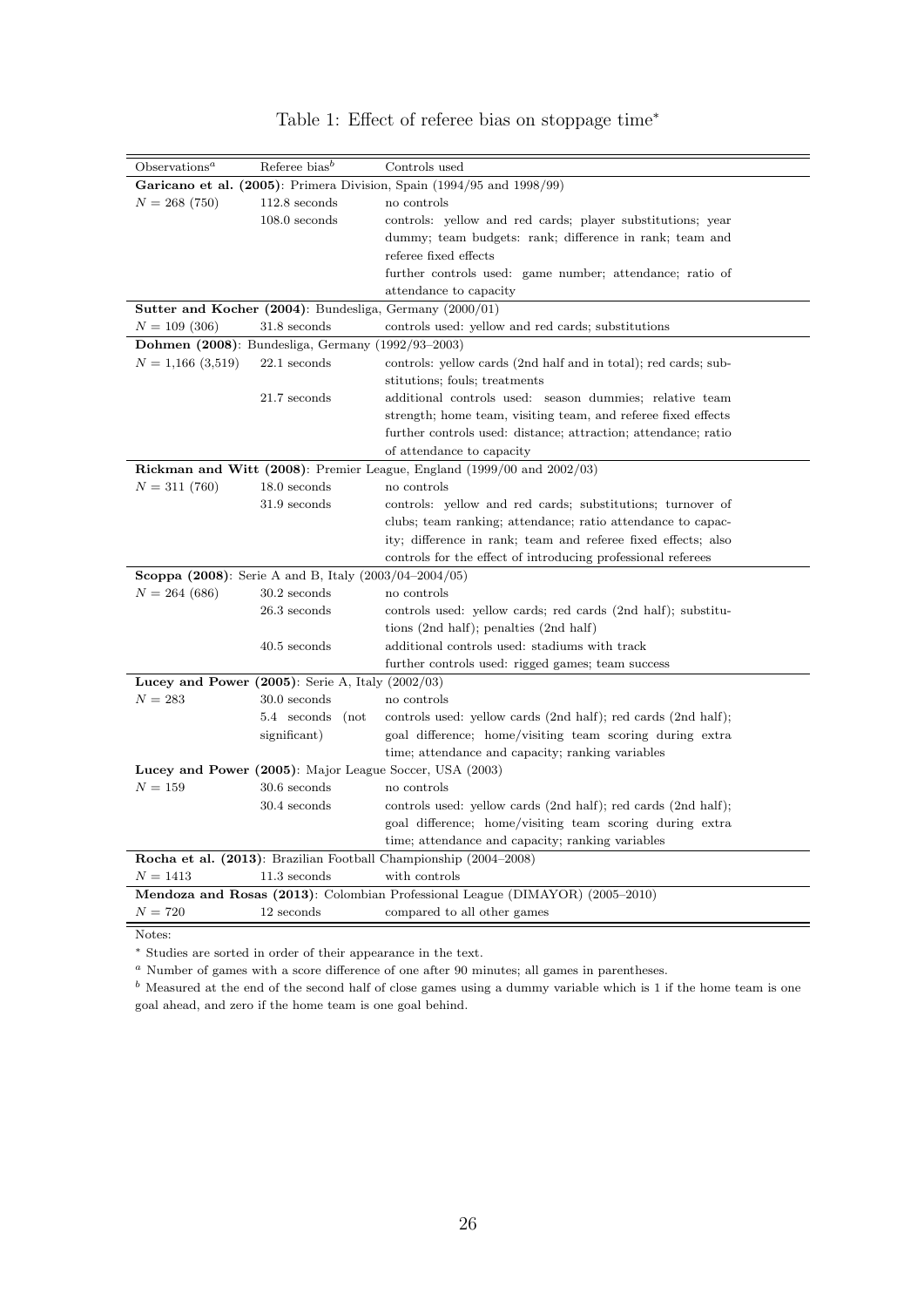Table 1: Effect of referee bias on stoppage time*

| Observations[a] | Referee bias[b] | Controls used |
|---|---|---|
| **Garicano et al. (2005)**: Primera Division, Spain (1994/95 and 1998/99) | | |
| $N = 268$ (750) | 112.8 seconds | no controls |
| | 108.0 seconds | controls: yellow and red cards; player substitutions; year dummy; team budgets: rank; difference in rank; team and referee fixed effects |
| | | further controls used: game number; attendance; ratio of attendance to capacity |
| **Sutter and Kocher (2004)**: Bundesliga, Germany (2000/01) | | |
| $N = 109$ (306) | 31.8 seconds | controls used: yellow and red cards; substitutions |
| **Dohmen (2008)**: Bundesliga, Germany (1992/93–2003) | | |
| $N = 1{,}166$ (3,519) | 22.1 seconds | controls: yellow cards (2nd half and in total); red cards; substitutions; fouls; treatments |
| | 21.7 seconds | additional controls used: season dummies; relative team strength; home team, visiting team, and referee fixed effects |
| | | further controls used: distance; attraction; attendance; ratio of attendance to capacity |
| **Rickman and Witt (2008)**: Premier League, England (1999/00 and 2002/03) | | |
| $N = 311$ (760) | 18.0 seconds | no controls |
| | 31.9 seconds | controls: yellow and red cards; substitutions; turnover of clubs; team ranking; attendance; ratio attendance to capacity; difference in rank; team and referee fixed effects; also controls for the effect of introducing professional referees |
| **Scoppa (2008)**: Serie A and B, Italy (2003/04–2004/05) | | |
| $N = 264$ (686) | 30.2 seconds | no controls |
| | 26.3 seconds | controls used: yellow cards; red cards (2nd half); substitutions (2nd half); penalties (2nd half) |
| | 40.5 seconds | additional controls used: stadiums with track |
| | | further controls used: rigged games; team success |
| **Lucey and Power (2005)**: Serie A, Italy (2002/03) | | |
| $N = 283$ | 30.0 seconds | no controls |
| | 5.4 seconds (not significant) | controls used: yellow cards (2nd half); red cards (2nd half); goal difference; home/visiting team scoring during extra time; attendance and capacity; ranking variables |
| **Lucey and Power (2005)**: Major League Soccer, USA (2003) | | |
| $N = 159$ | 30.6 seconds | no controls |
| | 30.4 seconds | controls used: yellow cards (2nd half); red cards (2nd half); goal difference; home/visiting team scoring during extra time; attendance and capacity; ranking variables |
| **Rocha et al. (2013)**: Brazilian Football Championship (2004–2008) | | |
| $N = 1413$ | 11.3 seconds | with controls |
| **Mendoza and Rosas (2013)**: Colombian Professional League (DIMAYOR) (2005–2010) | | |
| $N = 720$ | 12 seconds | compared to all other games |

Notes:

* Studies are sorted in order of their appearance in the text.

[a] Number of games with a score difference of one after 90 minutes; all games in parentheses.

[b] Measured at the end of the second half of close games using a dummy variable which is 1 if the home team is one goal ahead, and zero if the home team is one goal behind.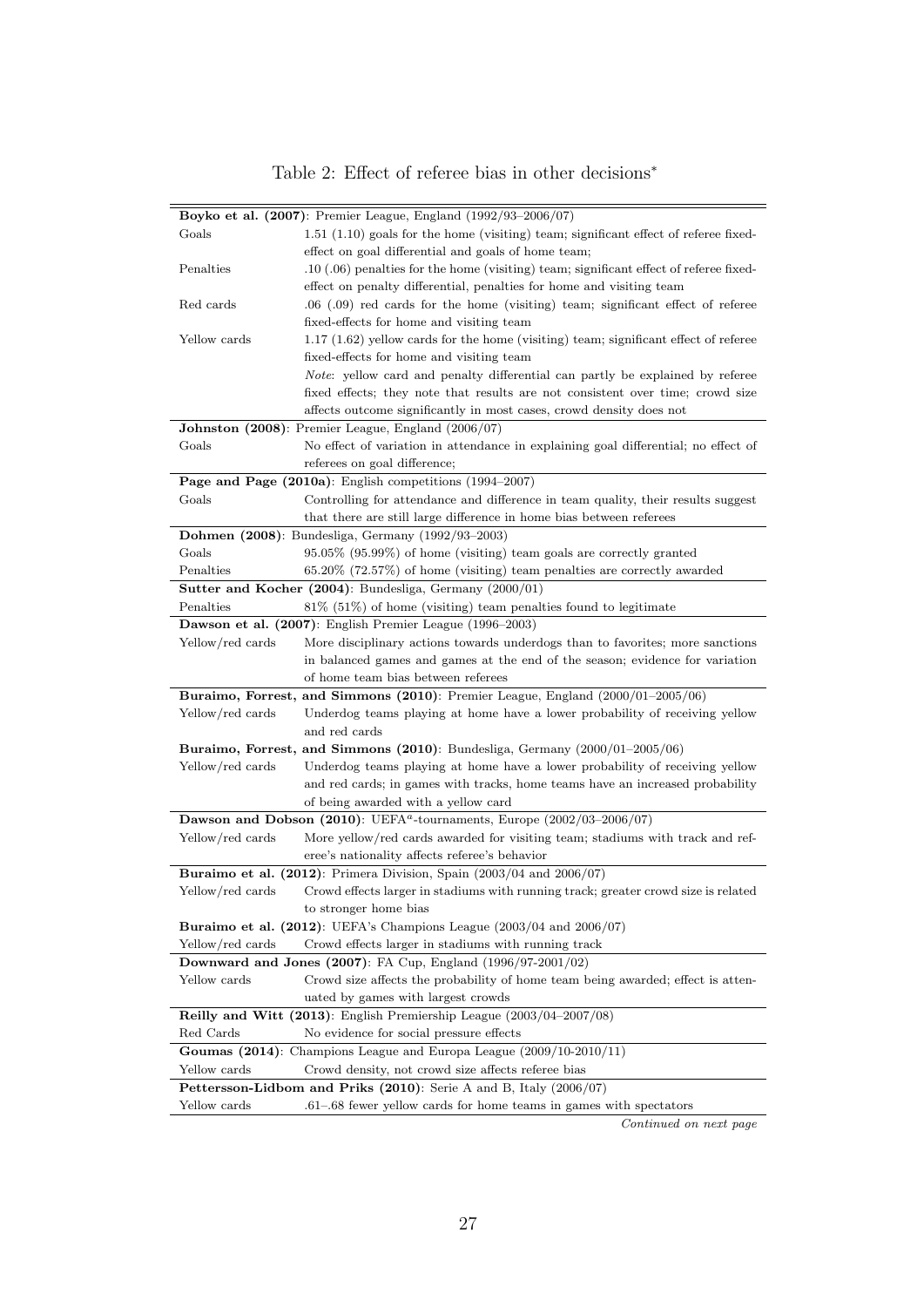Table 2: Effect of referee bias in other decisions*

| | |
|---|---|
| **Boyko et al. (2007)**: Premier League, England (1992/93–2006/07) | |
| Goals | 1.51 (1.10) goals for the home (visiting) team; significant effect of referee fixed-effect on goal differential and goals of home team; |
| Penalties | .10 (.06) penalties for the home (visiting) team; significant effect of referee fixed-effect on penalty differential, penalties for home and visiting team |
| Red cards | .06 (.09) red cards for the home (visiting) team; significant effect of referee fixed-effects for home and visiting team |
| Yellow cards | 1.17 (1.62) yellow cards for the home (visiting) team; significant effect of referee fixed-effects for home and visiting team |
| | *Note*: yellow card and penalty differential can partly be explained by referee fixed effects; they note that results are not consistent over time; crowd size affects outcome significantly in most cases, crowd density does not |
| **Johnston (2008)**: Premier League, England (2006/07) | |
| Goals | No effect of variation in attendance in explaining goal differential; no effect of referees on goal difference; |
| **Page and Page (2010a)**: English competitions (1994–2007) | |
| Goals | Controlling for attendance and difference in team quality, their results suggest that there are still large difference in home bias between referees |
| **Dohmen (2008)**: Bundesliga, Germany (1992/93–2003) | |
| Goals | 95.05% (95.99%) of home (visiting) team goals are correctly granted |
| Penalties | 65.20% (72.57%) of home (visiting) team penalties are correctly awarded |
| **Sutter and Kocher (2004)**: Bundesliga, Germany (2000/01) | |
| Penalties | 81% (51%) of home (visiting) team penalties found to legitimate |
| **Dawson et al. (2007)**: English Premier League (1996–2003) | |
| Yellow/red cards | More disciplinary actions towards underdogs than to favorites; more sanctions in balanced games and games at the end of the season; evidence for variation of home team bias between referees |
| **Buraimo, Forrest, and Simmons (2010)**: Premier League, England (2000/01–2005/06) | |
| Yellow/red cards | Underdog teams playing at home have a lower probability of receiving yellow and red cards |
| **Buraimo, Forrest, and Simmons (2010)**: Bundesliga, Germany (2000/01–2005/06) | |
| Yellow/red cards | Underdog teams playing at home have a lower probability of receiving yellow and red cards; in games with tracks, home teams have an increased probability of being awarded with a yellow card |
| **Dawson and Dobson (2010)**: UEFA[a]-tournaments, Europe (2002/03–2006/07) | |
| Yellow/red cards | More yellow/red cards awarded for visiting team; stadiums with track and referee's nationality affects referee's behavior |
| **Buraimo et al. (2012)**: Primera Division, Spain (2003/04 and 2006/07) | |
| Yellow/red cards | Crowd effects larger in stadiums with running track; greater crowd size is related to stronger home bias |
| **Buraimo et al. (2012)**: UEFA's Champions League (2003/04 and 2006/07) | |
| Yellow/red cards | Crowd effects larger in stadiums with running track |
| **Downward and Jones (2007)**: FA Cup, England (1996/97-2001/02) | |
| Yellow cards | Crowd size affects the probability of home team being awarded; effect is attenuated by games with largest crowds |
| **Reilly and Witt (2013)**: English Premiership League (2003/04–2007/08) | |
| Red Cards | No evidence for social pressure effects |
| **Goumas (2014)**: Champions League and Europa League (2009/10-2010/11) | |
| Yellow cards | Crowd density, not crowd size affects referee bias |
| **Pettersson-Lidbom and Priks (2010)**: Serie A and B, Italy (2006/07) | |
| Yellow cards | .61–.68 fewer yellow cards for home teams in games with spectators |

*Continued on next page*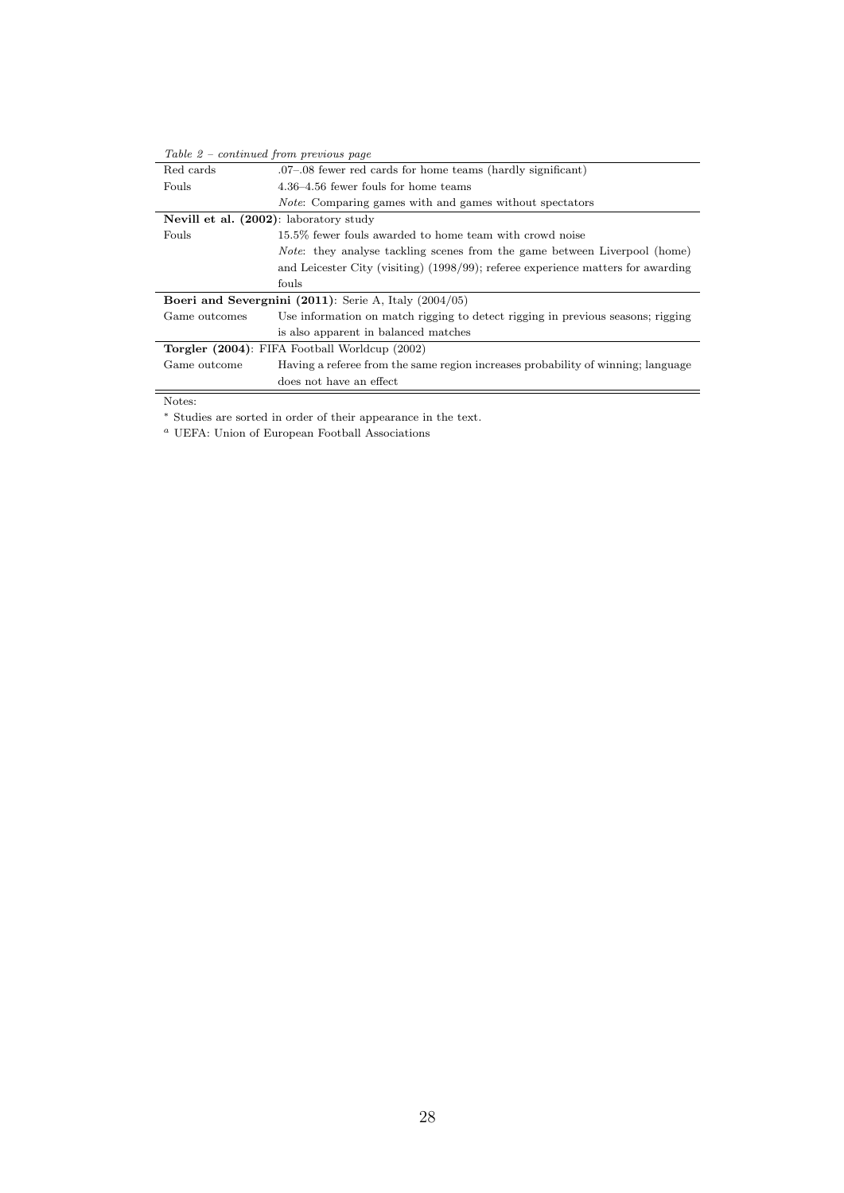*Table 2 – continued from previous page*

| | |
|---|---|
| Red cards | .07–.08 fewer red cards for home teams (hardly significant) |
| Fouls | 4.36–4.56 fewer fouls for home teams |
| | *Note*: Comparing games with and games without spectators |
| **Nevill et al. (2002)**: laboratory study | |
| Fouls | 15.5% fewer fouls awarded to home team with crowd noise |
| | *Note*: they analyse tackling scenes from the game between Liverpool (home) and Leicester City (visiting) (1998/99); referee experience matters for awarding fouls |
| **Boeri and Severgnini (2011)**: Serie A, Italy (2004/05) | |
| Game outcomes | Use information on match rigging to detect rigging in previous seasons; rigging is also apparent in balanced matches |
| **Torgler (2004)**: FIFA Football Worldcup (2002) | |
| Game outcome | Having a referee from the same region increases probability of winning; language does not have an effect |

Notes:

[*] Studies are sorted in order of their appearance in the text.

[a] UEFA: Union of European Football Associations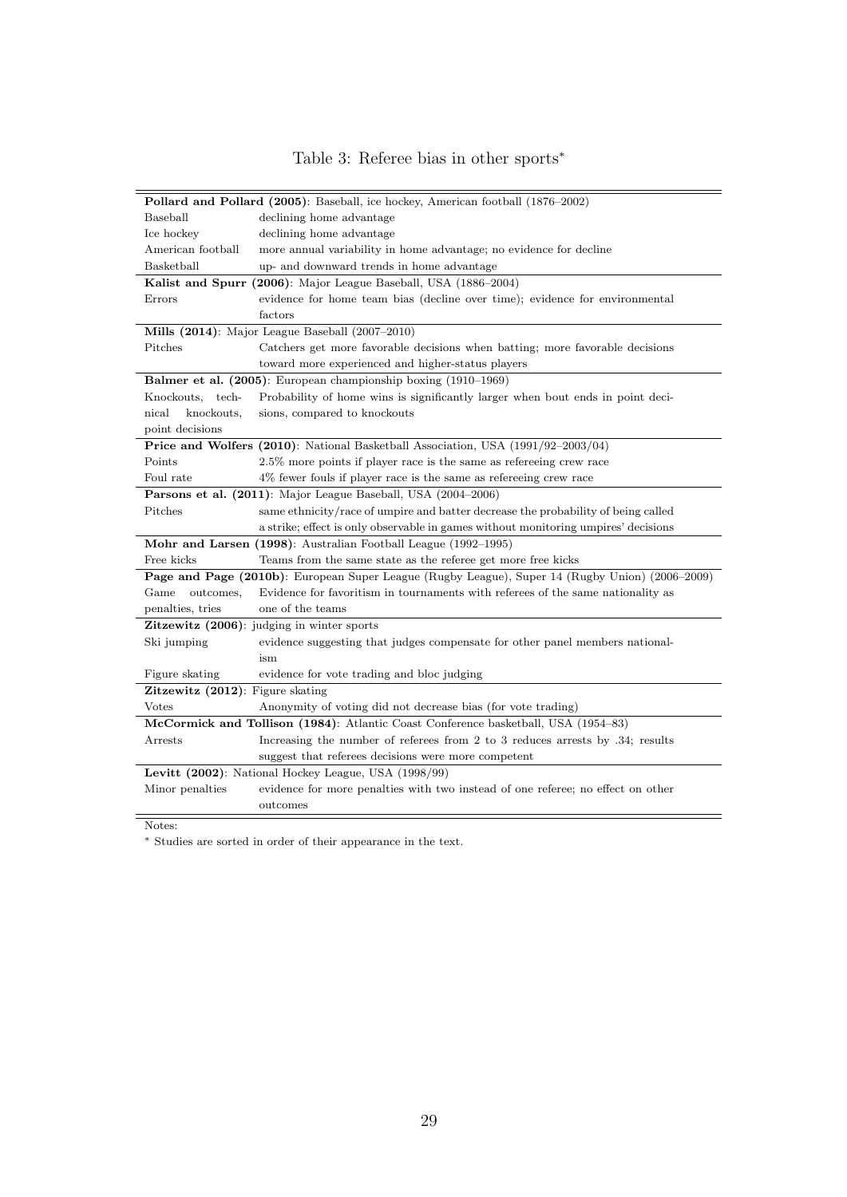Table 3: Referee bias in other sports*

| | |
|---|---|
| **Pollard and Pollard (2005)**: Baseball, ice hockey, American football (1876–2002) | |
| Baseball | declining home advantage |
| Ice hockey | declining home advantage |
| American football | more annual variability in home advantage; no evidence for decline |
| Basketball | up- and downward trends in home advantage |
| **Kalist and Spurr (2006)**: Major League Baseball, USA (1886–2004) | |
| Errors | evidence for home team bias (decline over time); evidence for environmental factors |
| **Mills (2014)**: Major League Baseball (2007–2010) | |
| Pitches | Catchers get more favorable decisions when batting; more favorable decisions toward more experienced and higher-status players |
| **Balmer et al. (2005)**: European championship boxing (1910–1969) | |
| Knockouts, technical knockouts, point decisions | Probability of home wins is significantly larger when bout ends in point decisions, compared to knockouts |
| **Price and Wolfers (2010)**: National Basketball Association, USA (1991/92–2003/04) | |
| Points | 2.5% more points if player race is the same as refereeing crew race |
| Foul rate | 4% fewer fouls if player race is the same as refereeing crew race |
| **Parsons et al. (2011)**: Major League Baseball, USA (2004–2006) | |
| Pitches | same ethnicity/race of umpire and batter decrease the probability of being called a strike; effect is only observable in games without monitoring umpires' decisions |
| **Mohr and Larsen (1998)**: Australian Football League (1992–1995) | |
| Free kicks | Teams from the same state as the referee get more free kicks |
| **Page and Page (2010b)**: European Super League (Rugby League), Super 14 (Rugby Union) (2006–2009) | |
| Game outcomes, penalties, tries | Evidence for favoritism in tournaments with referees of the same nationality as one of the teams |
| **Zitzewitz (2006)**: judging in winter sports | |
| Ski jumping | evidence suggesting that judges compensate for other panel members nationalism |
| Figure skating | evidence for vote trading and bloc judging |
| **Zitzewitz (2012)**: Figure skating | |
| Votes | Anonymity of voting did not decrease bias (for vote trading) |
| **McCormick and Tollison (1984)**: Atlantic Coast Conference basketball, USA (1954–83) | |
| Arrests | Increasing the number of referees from 2 to 3 reduces arrests by .34; results suggest that referees decisions were more competent |
| **Levitt (2002)**: National Hockey League, USA (1998/99) | |
| Minor penalties | evidence for more penalties with two instead of one referee; no effect on other outcomes |

Notes:

* Studies are sorted in order of their appearance in the text.